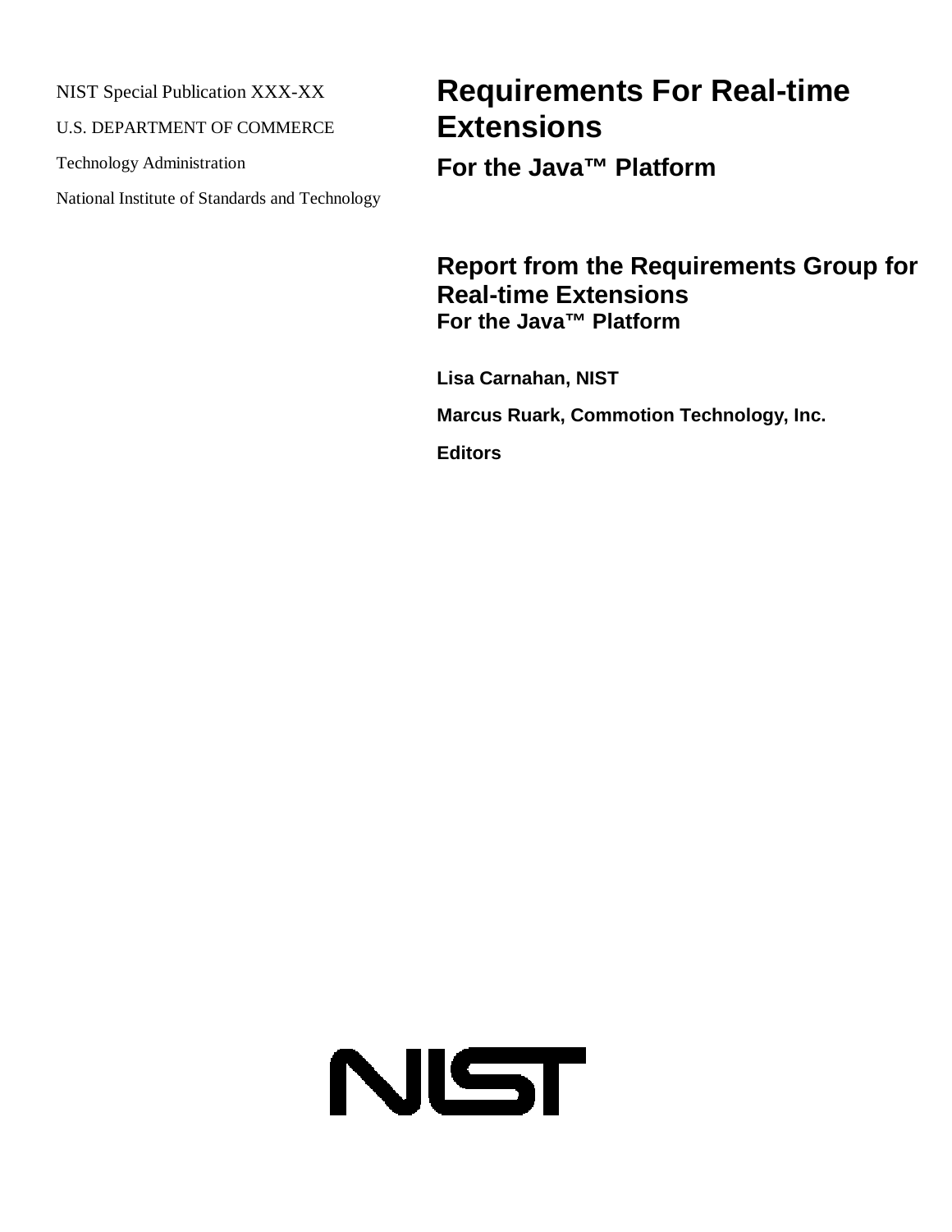NIST Special Publication XXX-XX

U.S. DEPARTMENT OF COMMERCE

Technology Administration

National Institute of Standards and Technology

# Requirements For Real-time Extensions

## For the Java™ Platform

## Report from the Requirements Group for Real-time Extensions

### For the Java™ Platform

**Lisa Carnahan, NIST**

**Marcus Ruark, Commotion Technology, Inc.**

**Editors**

NIST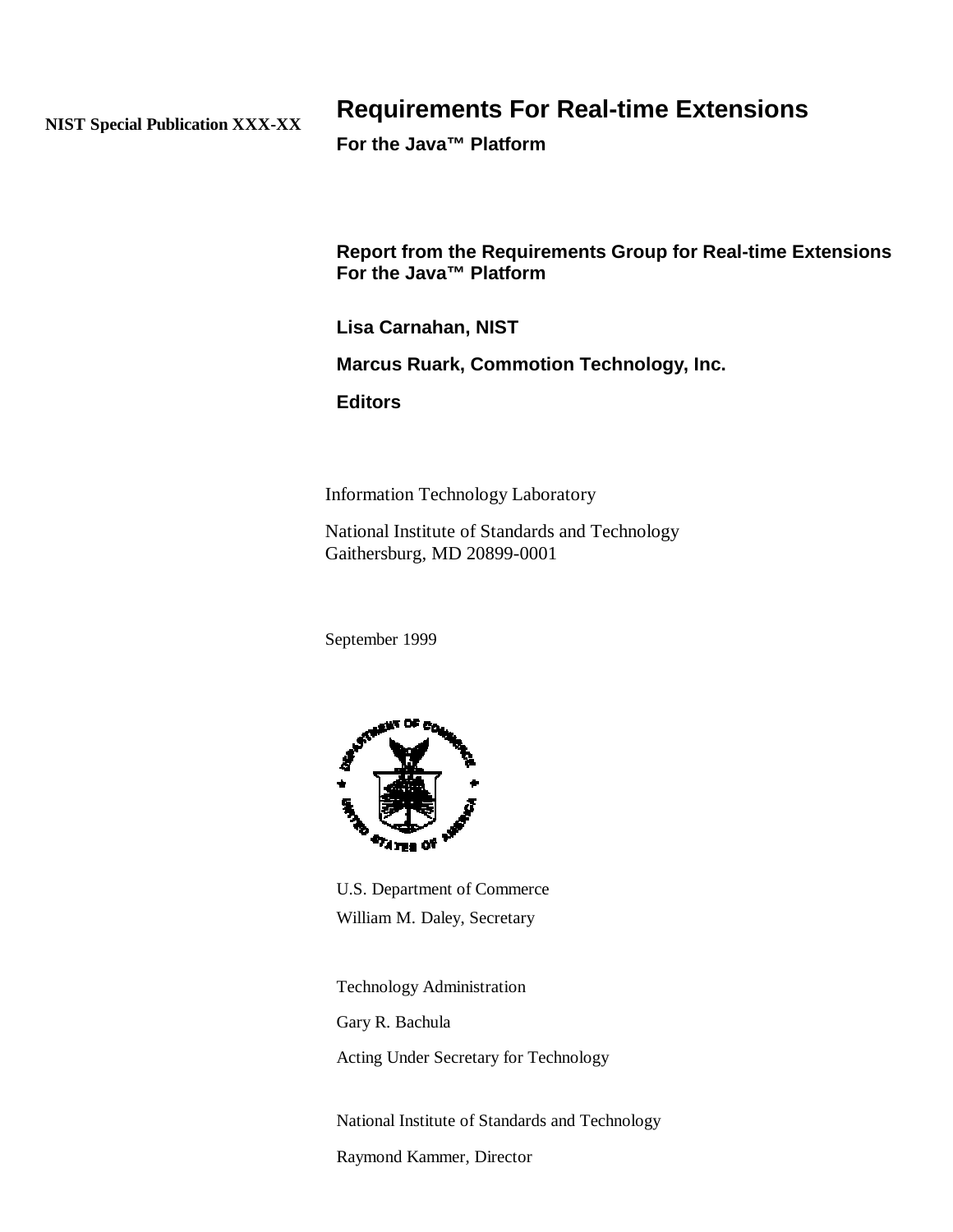**NIST Special Publication XXX-XX**

# Requirements For Real-time Extensions

**For the Java™ Platform**

**Report from the Requirements Group for Real-time Extensions For the Java™ Platform**

**Lisa Carnahan, NIST**

**Marcus Ruark, Commotion Technology, Inc.**

**Editors**

Information Technology Laboratory

National Institute of Standards and Technology
Gaithersburg, MD 20899-0001

September 1999

U.S. Department of Commerce
William M. Daley, Secretary

Technology Administration

Gary R. Bachula

Acting Under Secretary for Technology

National Institute of Standards and Technology

Raymond Kammer, Director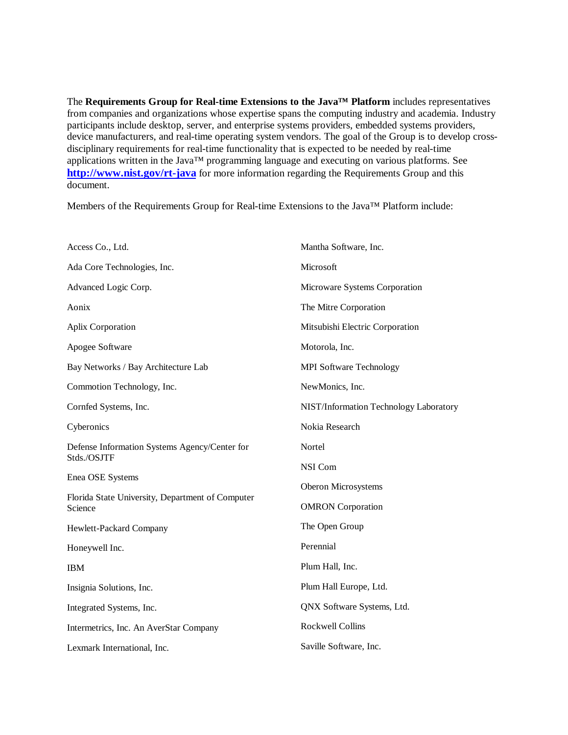The **Requirements Group for Real-time Extensions to the Java™ Platform** includes representatives from companies and organizations whose expertise spans the computing industry and academia. Industry participants include desktop, server, and enterprise systems providers, embedded systems providers, device manufacturers, and real-time operating system vendors. The goal of the Group is to develop cross-disciplinary requirements for real-time functionality that is expected to be needed by real-time applications written in the Java™ programming language and executing on various platforms. See **http://www.nist.gov/rt-java** for more information regarding the Requirements Group and this document.

Members of the Requirements Group for Real-time Extensions to the Java™ Platform include:

- Access Co., Ltd.
- Ada Core Technologies, Inc.
- Advanced Logic Corp.
- Aonix
- Aplix Corporation
- Apogee Software
- Bay Networks / Bay Architecture Lab
- Commotion Technology, Inc.
- Cornfed Systems, Inc.
- Cyberonics
- Defense Information Systems Agency/Center for Stds./OSJTF
- Enea OSE Systems
- Florida State University, Department of Computer Science
- Hewlett-Packard Company
- Honeywell Inc.
- IBM
- Insignia Solutions, Inc.
- Integrated Systems, Inc.
- Intermetrics, Inc. An AverStar Company
- Lexmark International, Inc.
- Mantha Software, Inc.
- Microsoft
- Microware Systems Corporation
- The Mitre Corporation
- Mitsubishi Electric Corporation
- Motorola, Inc.
- MPI Software Technology
- NewMonics, Inc.
- NIST/Information Technology Laboratory
- Nokia Research
- Nortel
- NSI Com
- Oberon Microsystems
- OMRON Corporation
- The Open Group
- Perennial
- Plum Hall, Inc.
- Plum Hall Europe, Ltd.
- QNX Software Systems, Ltd.
- Rockwell Collins
- Saville Software, Inc.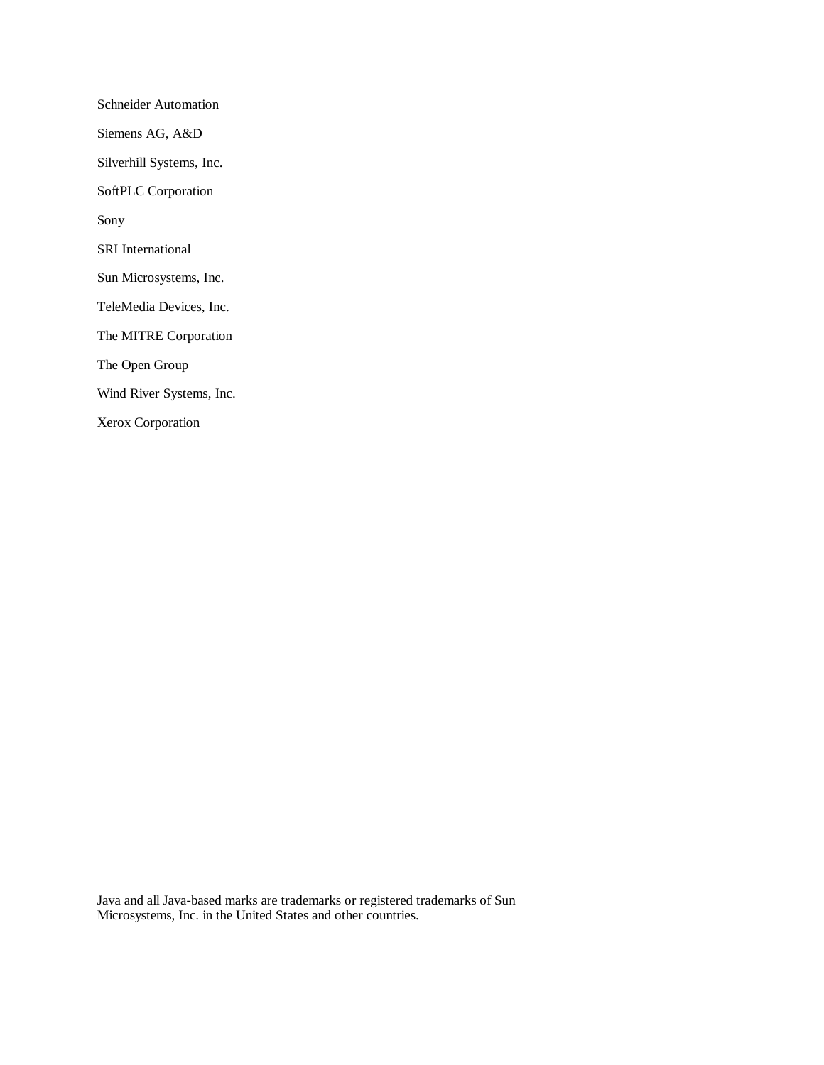Schneider Automation

Siemens AG, A&D

Silverhill Systems, Inc.

SoftPLC Corporation

Sony

SRI International

Sun Microsystems, Inc.

TeleMedia Devices, Inc.

The MITRE Corporation

The Open Group

Wind River Systems, Inc.

Xerox Corporation

Java and all Java-based marks are trademarks or registered trademarks of Sun Microsystems, Inc. in the United States and other countries.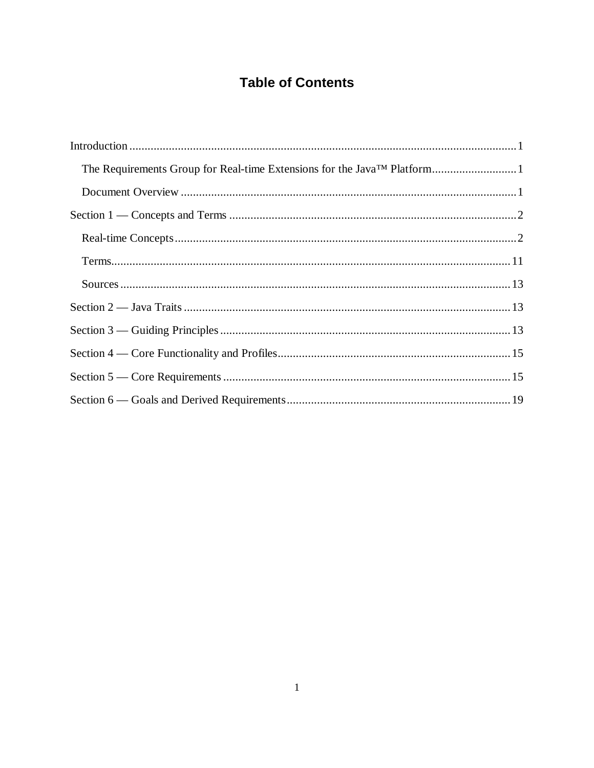# Table of Contents

- Introduction ........ 1
  - The Requirements Group for Real-time Extensions for the Java™ Platform ........ 1
  - Document Overview ........ 1
- Section 1 — Concepts and Terms ........ 2
  - Real-time Concepts ........ 2
  - Terms ........ 11
  - Sources ........ 13
- Section 2 — Java Traits ........ 13
- Section 3 — Guiding Principles ........ 13
- Section 4 — Core Functionality and Profiles ........ 15
- Section 5 — Core Requirements ........ 15
- Section 6 — Goals and Derived Requirements ........ 19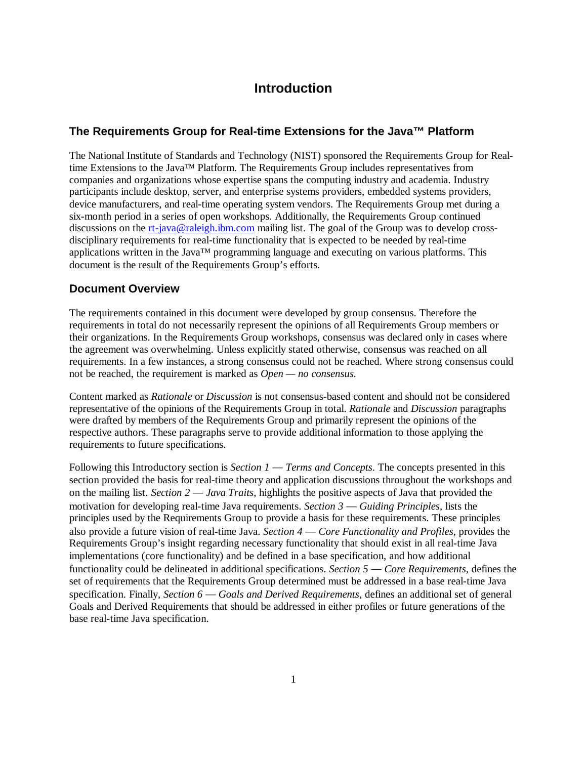# Introduction

## The Requirements Group for Real-time Extensions for the Java™ Platform

The National Institute of Standards and Technology (NIST) sponsored the Requirements Group for Real-time Extensions to the Java™ Platform. The Requirements Group includes representatives from companies and organizations whose expertise spans the computing industry and academia. Industry participants include desktop, server, and enterprise systems providers, embedded systems providers, device manufacturers, and real-time operating system vendors. The Requirements Group met during a six-month period in a series of open workshops. Additionally, the Requirements Group continued discussions on the rt-java@raleigh.ibm.com mailing list. The goal of the Group was to develop cross-disciplinary requirements for real-time functionality that is expected to be needed by real-time applications written in the Java™ programming language and executing on various platforms. This document is the result of the Requirements Group's efforts.

## Document Overview

The requirements contained in this document were developed by group consensus. Therefore the requirements in total do not necessarily represent the opinions of all Requirements Group members or their organizations. In the Requirements Group workshops, consensus was declared only in cases where the agreement was overwhelming. Unless explicitly stated otherwise, consensus was reached on all requirements. In a few instances, a strong consensus could not be reached. Where strong consensus could not be reached, the requirement is marked as *Open — no consensus.*

Content marked as *Rationale* or *Discussion* is not consensus-based content and should not be considered representative of the opinions of the Requirements Group in total. *Rationale* and *Discussion* paragraphs were drafted by members of the Requirements Group and primarily represent the opinions of the respective authors. These paragraphs serve to provide additional information to those applying the requirements to future specifications.

Following this Introductory section is *Section 1 — Terms and Concepts*. The concepts presented in this section provided the basis for real-time theory and application discussions throughout the workshops and on the mailing list. *Section 2 — Java Traits*, highlights the positive aspects of Java that provided the motivation for developing real-time Java requirements. *Section 3 — Guiding Principles*, lists the principles used by the Requirements Group to provide a basis for these requirements. These principles also provide a future vision of real-time Java. *Section 4 — Core Functionality and Profiles*, provides the Requirements Group's insight regarding necessary functionality that should exist in all real-time Java implementations (core functionality) and be defined in a base specification, and how additional functionality could be delineated in additional specifications. *Section 5 — Core Requirements*, defines the set of requirements that the Requirements Group determined must be addressed in a base real-time Java specification. Finally, *Section 6 — Goals and Derived Requirements*, defines an additional set of general Goals and Derived Requirements that should be addressed in either profiles or future generations of the base real-time Java specification.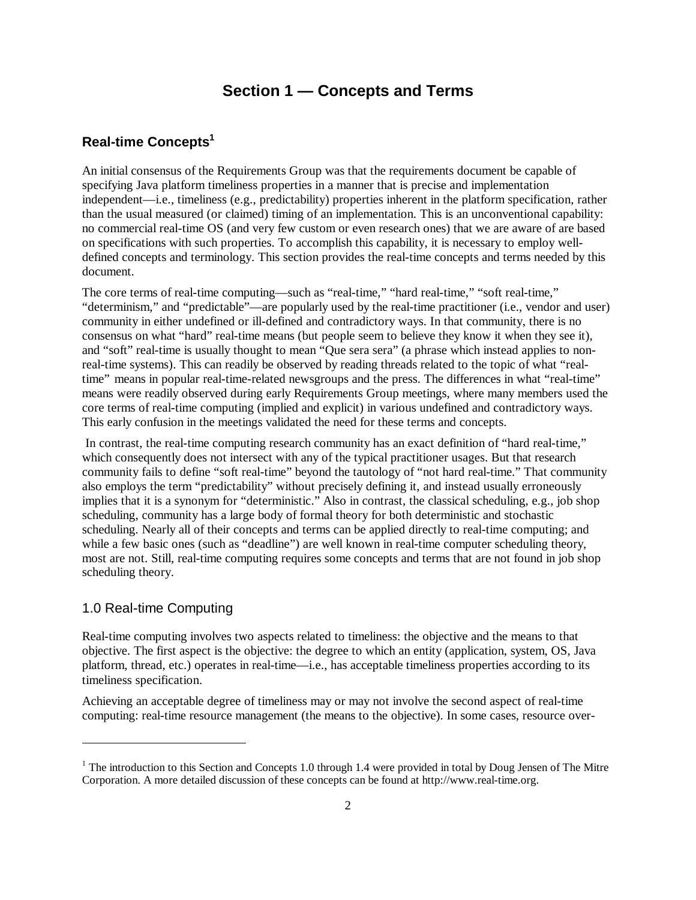# Section 1 — Concepts and Terms

## Real-time Concepts[1]

An initial consensus of the Requirements Group was that the requirements document be capable of specifying Java platform timeliness properties in a manner that is precise and implementation independent—i.e., timeliness (e.g., predictability) properties inherent in the platform specification, rather than the usual measured (or claimed) timing of an implementation. This is an unconventional capability: no commercial real-time OS (and very few custom or even research ones) that we are aware of are based on specifications with such properties. To accomplish this capability, it is necessary to employ well-defined concepts and terminology. This section provides the real-time concepts and terms needed by this document.

The core terms of real-time computing—such as "real-time," "hard real-time," "soft real-time," "determinism," and "predictable"—are popularly used by the real-time practitioner (i.e., vendor and user) community in either undefined or ill-defined and contradictory ways. In that community, there is no consensus on what "hard" real-time means (but people seem to believe they know it when they see it), and "soft" real-time is usually thought to mean "Que sera sera" (a phrase which instead applies to non-real-time systems). This can readily be observed by reading threads related to the topic of what "real-time" means in popular real-time-related newsgroups and the press. The differences in what "real-time" means were readily observed during early Requirements Group meetings, where many members used the core terms of real-time computing (implied and explicit) in various undefined and contradictory ways. This early confusion in the meetings validated the need for these terms and concepts.

In contrast, the real-time computing research community has an exact definition of "hard real-time," which consequently does not intersect with any of the typical practitioner usages. But that research community fails to define "soft real-time" beyond the tautology of "not hard real-time." That community also employs the term "predictability" without precisely defining it, and instead usually erroneously implies that it is a synonym for "deterministic." Also in contrast, the classical scheduling, e.g., job shop scheduling, community has a large body of formal theory for both deterministic and stochastic scheduling. Nearly all of their concepts and terms can be applied directly to real-time computing; and while a few basic ones (such as "deadline") are well known in real-time computer scheduling theory, most are not. Still, real-time computing requires some concepts and terms that are not found in job shop scheduling theory.

### 1.0 Real-time Computing

Real-time computing involves two aspects related to timeliness: the objective and the means to that objective. The first aspect is the objective: the degree to which an entity (application, system, OS, Java platform, thread, etc.) operates in real-time—i.e., has acceptable timeliness properties according to its timeliness specification.

Achieving an acceptable degree of timeliness may or may not involve the second aspect of real-time computing: real-time resource management (the means to the objective). In some cases, resource over-

---

[1] The introduction to this Section and Concepts 1.0 through 1.4 were provided in total by Doug Jensen of The Mitre Corporation. A more detailed discussion of these concepts can be found at http://www.real-time.org.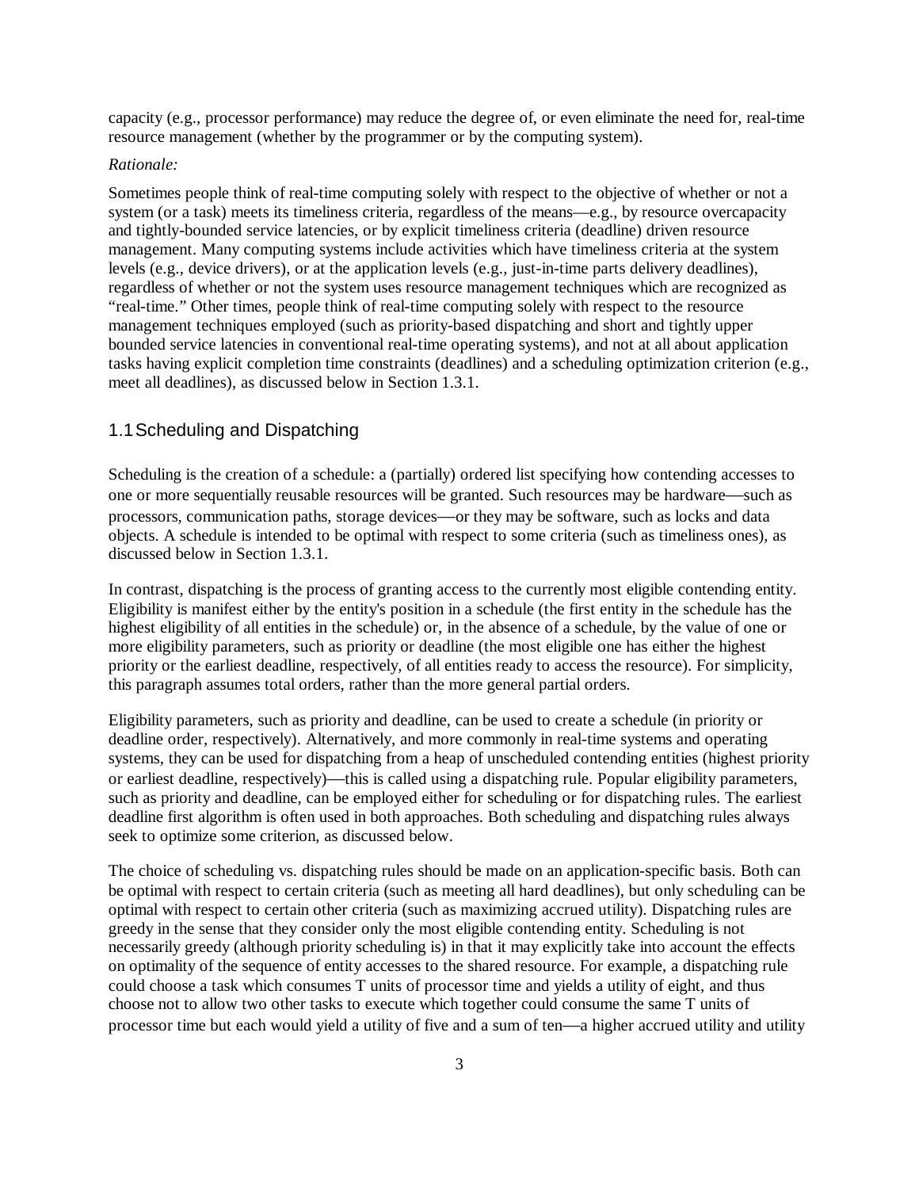capacity (e.g., processor performance) may reduce the degree of, or even eliminate the need for, real-time resource management (whether by the programmer or by the computing system).

*Rationale:*

Sometimes people think of real-time computing solely with respect to the objective of whether or not a system (or a task) meets its timeliness criteria, regardless of the means—e.g., by resource overcapacity and tightly-bounded service latencies, or by explicit timeliness criteria (deadline) driven resource management. Many computing systems include activities which have timeliness criteria at the system levels (e.g., device drivers), or at the application levels (e.g., just-in-time parts delivery deadlines), regardless of whether or not the system uses resource management techniques which are recognized as "real-time." Other times, people think of real-time computing solely with respect to the resource management techniques employed (such as priority-based dispatching and short and tightly upper bounded service latencies in conventional real-time operating systems), and not at all about application tasks having explicit completion time constraints (deadlines) and a scheduling optimization criterion (e.g., meet all deadlines), as discussed below in Section 1.3.1.

## 1.1 Scheduling and Dispatching

Scheduling is the creation of a schedule: a (partially) ordered list specifying how contending accesses to one or more sequentially reusable resources will be granted. Such resources may be hardware—such as processors, communication paths, storage devices—or they may be software, such as locks and data objects. A schedule is intended to be optimal with respect to some criteria (such as timeliness ones), as discussed below in Section 1.3.1.

In contrast, dispatching is the process of granting access to the currently most eligible contending entity. Eligibility is manifest either by the entity's position in a schedule (the first entity in the schedule has the highest eligibility of all entities in the schedule) or, in the absence of a schedule, by the value of one or more eligibility parameters, such as priority or deadline (the most eligible one has either the highest priority or the earliest deadline, respectively, of all entities ready to access the resource). For simplicity, this paragraph assumes total orders, rather than the more general partial orders.

Eligibility parameters, such as priority and deadline, can be used to create a schedule (in priority or deadline order, respectively). Alternatively, and more commonly in real-time systems and operating systems, they can be used for dispatching from a heap of unscheduled contending entities (highest priority or earliest deadline, respectively)—this is called using a dispatching rule. Popular eligibility parameters, such as priority and deadline, can be employed either for scheduling or for dispatching rules. The earliest deadline first algorithm is often used in both approaches. Both scheduling and dispatching rules always seek to optimize some criterion, as discussed below.

The choice of scheduling vs. dispatching rules should be made on an application-specific basis. Both can be optimal with respect to certain criteria (such as meeting all hard deadlines), but only scheduling can be optimal with respect to certain other criteria (such as maximizing accrued utility). Dispatching rules are greedy in the sense that they consider only the most eligible contending entity. Scheduling is not necessarily greedy (although priority scheduling is) in that it may explicitly take into account the effects on optimality of the sequence of entity accesses to the shared resource. For example, a dispatching rule could choose a task which consumes T units of processor time and yields a utility of eight, and thus choose not to allow two other tasks to execute which together could consume the same T units of processor time but each would yield a utility of five and a sum of ten—a higher accrued utility and utility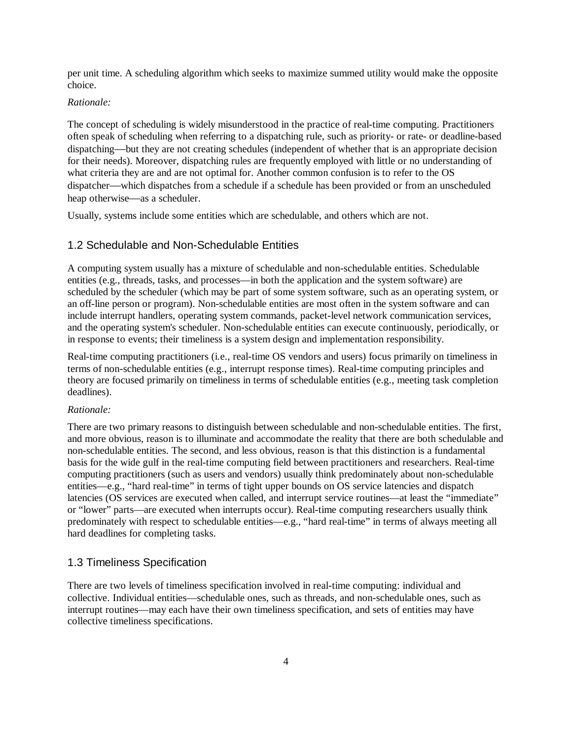per unit time. A scheduling algorithm which seeks to maximize summed utility would make the opposite choice.

*Rationale:*

The concept of scheduling is widely misunderstood in the practice of real-time computing. Practitioners often speak of scheduling when referring to a dispatching rule, such as priority- or rate- or deadline-based dispatching—but they are not creating schedules (independent of whether that is an appropriate decision for their needs). Moreover, dispatching rules are frequently employed with little or no understanding of what criteria they are and are not optimal for. Another common confusion is to refer to the OS dispatcher—which dispatches from a schedule if a schedule has been provided or from an unscheduled heap otherwise—as a scheduler.

Usually, systems include some entities which are schedulable, and others which are not.

## 1.2 Schedulable and Non-Schedulable Entities

A computing system usually has a mixture of schedulable and non-schedulable entities. Schedulable entities (e.g., threads, tasks, and processes—in both the application and the system software) are scheduled by the scheduler (which may be part of some system software, such as an operating system, or an off-line person or program). Non-schedulable entities are most often in the system software and can include interrupt handlers, operating system commands, packet-level network communication services, and the operating system's scheduler. Non-schedulable entities can execute continuously, periodically, or in response to events; their timeliness is a system design and implementation responsibility.

Real-time computing practitioners (i.e., real-time OS vendors and users) focus primarily on timeliness in terms of non-schedulable entities (e.g., interrupt response times). Real-time computing principles and theory are focused primarily on timeliness in terms of schedulable entities (e.g., meeting task completion deadlines).

*Rationale:*

There are two primary reasons to distinguish between schedulable and non-schedulable entities. The first, and more obvious, reason is to illuminate and accommodate the reality that there are both schedulable and non-schedulable entities. The second, and less obvious, reason is that this distinction is a fundamental basis for the wide gulf in the real-time computing field between practitioners and researchers. Real-time computing practitioners (such as users and vendors) usually think predominately about non-schedulable entities—e.g., "hard real-time" in terms of tight upper bounds on OS service latencies and dispatch latencies (OS services are executed when called, and interrupt service routines—at least the "immediate" or "lower" parts—are executed when interrupts occur). Real-time computing researchers usually think predominately with respect to schedulable entities—e.g., "hard real-time" in terms of always meeting all hard deadlines for completing tasks.

## 1.3 Timeliness Specification

There are two levels of timeliness specification involved in real-time computing: individual and collective. Individual entities—schedulable ones, such as threads, and non-schedulable ones, such as interrupt routines—may each have their own timeliness specification, and sets of entities may have collective timeliness specifications.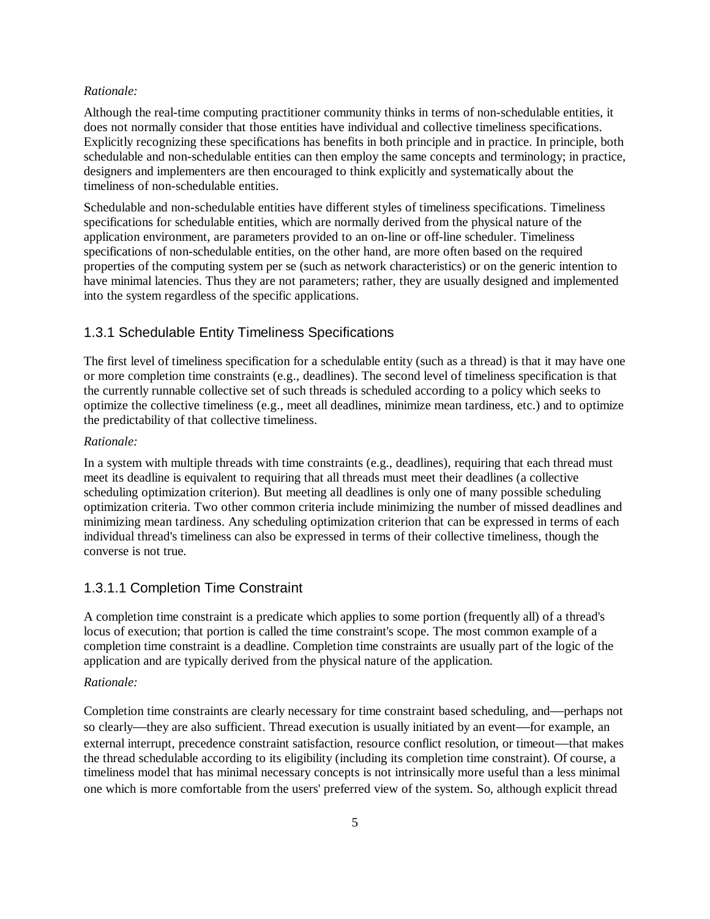*Rationale:*

Although the real-time computing practitioner community thinks in terms of non-schedulable entities, it does not normally consider that those entities have individual and collective timeliness specifications. Explicitly recognizing these specifications has benefits in both principle and in practice. In principle, both schedulable and non-schedulable entities can then employ the same concepts and terminology; in practice, designers and implementers are then encouraged to think explicitly and systematically about the timeliness of non-schedulable entities.

Schedulable and non-schedulable entities have different styles of timeliness specifications. Timeliness specifications for schedulable entities, which are normally derived from the physical nature of the application environment, are parameters provided to an on-line or off-line scheduler. Timeliness specifications of non-schedulable entities, on the other hand, are more often based on the required properties of the computing system per se (such as network characteristics) or on the generic intention to have minimal latencies. Thus they are not parameters; rather, they are usually designed and implemented into the system regardless of the specific applications.

### 1.3.1 Schedulable Entity Timeliness Specifications

The first level of timeliness specification for a schedulable entity (such as a thread) is that it may have one or more completion time constraints (e.g., deadlines). The second level of timeliness specification is that the currently runnable collective set of such threads is scheduled according to a policy which seeks to optimize the collective timeliness (e.g., meet all deadlines, minimize mean tardiness, etc.) and to optimize the predictability of that collective timeliness.

*Rationale:*

In a system with multiple threads with time constraints (e.g., deadlines), requiring that each thread must meet its deadline is equivalent to requiring that all threads must meet their deadlines (a collective scheduling optimization criterion). But meeting all deadlines is only one of many possible scheduling optimization criteria. Two other common criteria include minimizing the number of missed deadlines and minimizing mean tardiness. Any scheduling optimization criterion that can be expressed in terms of each individual thread's timeliness can also be expressed in terms of their collective timeliness, though the converse is not true.

#### 1.3.1.1 Completion Time Constraint

A completion time constraint is a predicate which applies to some portion (frequently all) of a thread's locus of execution; that portion is called the time constraint's scope. The most common example of a completion time constraint is a deadline. Completion time constraints are usually part of the logic of the application and are typically derived from the physical nature of the application.

*Rationale:*

Completion time constraints are clearly necessary for time constraint based scheduling, and—perhaps not so clearly—they are also sufficient. Thread execution is usually initiated by an event—for example, an external interrupt, precedence constraint satisfaction, resource conflict resolution, or timeout—that makes the thread schedulable according to its eligibility (including its completion time constraint). Of course, a timeliness model that has minimal necessary concepts is not intrinsically more useful than a less minimal one which is more comfortable from the users' preferred view of the system. So, although explicit thread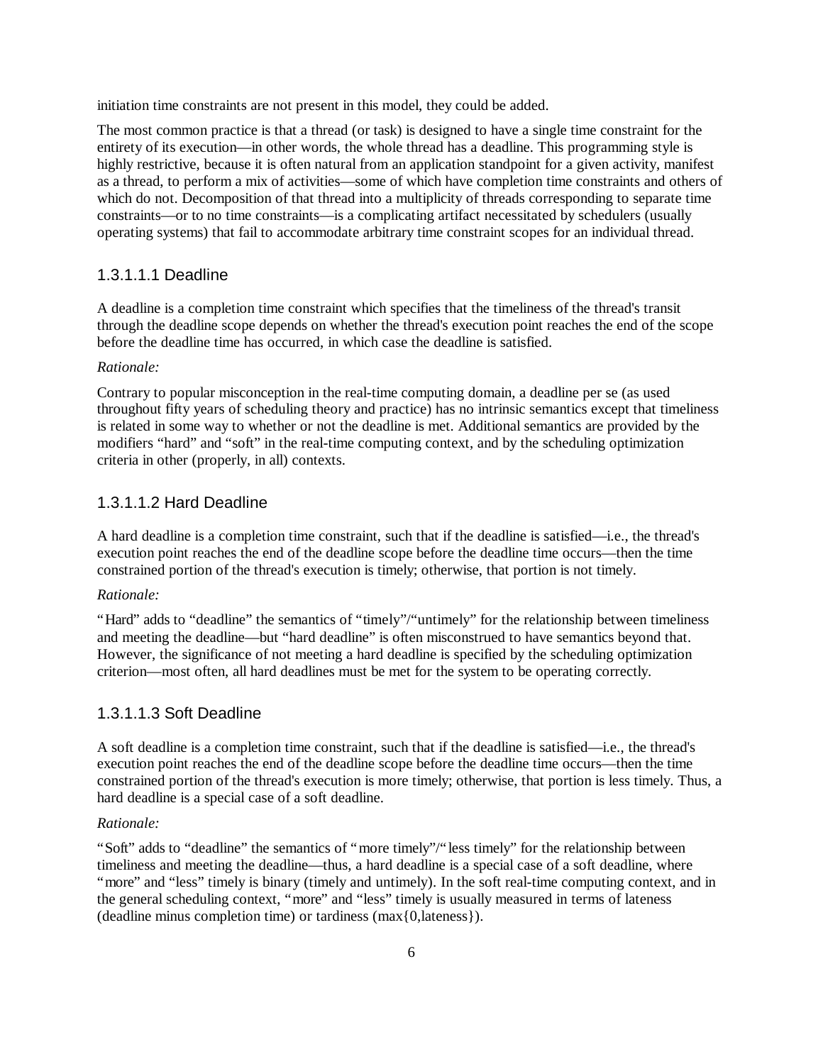initiation time constraints are not present in this model, they could be added.

The most common practice is that a thread (or task) is designed to have a single time constraint for the entirety of its execution—in other words, the whole thread has a deadline. This programming style is highly restrictive, because it is often natural from an application standpoint for a given activity, manifest as a thread, to perform a mix of activities—some of which have completion time constraints and others of which do not. Decomposition of that thread into a multiplicity of threads corresponding to separate time constraints—or to no time constraints—is a complicating artifact necessitated by schedulers (usually operating systems) that fail to accommodate arbitrary time constraint scopes for an individual thread.

#### 1.3.1.1.1 Deadline

A deadline is a completion time constraint which specifies that the timeliness of the thread's transit through the deadline scope depends on whether the thread's execution point reaches the end of the scope before the deadline time has occurred, in which case the deadline is satisfied.

*Rationale:*

Contrary to popular misconception in the real-time computing domain, a deadline per se (as used throughout fifty years of scheduling theory and practice) has no intrinsic semantics except that timeliness is related in some way to whether or not the deadline is met. Additional semantics are provided by the modifiers "hard" and "soft" in the real-time computing context, and by the scheduling optimization criteria in other (properly, in all) contexts.

#### 1.3.1.1.2 Hard Deadline

A hard deadline is a completion time constraint, such that if the deadline is satisfied—i.e., the thread's execution point reaches the end of the deadline scope before the deadline time occurs—then the time constrained portion of the thread's execution is timely; otherwise, that portion is not timely.

*Rationale:*

"Hard" adds to "deadline" the semantics of "timely"/"untimely" for the relationship between timeliness and meeting the deadline—but "hard deadline" is often misconstrued to have semantics beyond that. However, the significance of not meeting a hard deadline is specified by the scheduling optimization criterion—most often, all hard deadlines must be met for the system to be operating correctly.

#### 1.3.1.1.3 Soft Deadline

A soft deadline is a completion time constraint, such that if the deadline is satisfied—i.e., the thread's execution point reaches the end of the deadline scope before the deadline time occurs—then the time constrained portion of the thread's execution is more timely; otherwise, that portion is less timely. Thus, a hard deadline is a special case of a soft deadline.

*Rationale:*

"Soft" adds to "deadline" the semantics of "more timely"/"less timely" for the relationship between timeliness and meeting the deadline—thus, a hard deadline is a special case of a soft deadline, where "more" and "less" timely is binary (timely and untimely). In the soft real-time computing context, and in the general scheduling context, "more" and "less" timely is usually measured in terms of lateness (deadline minus completion time) or tardiness (max{0,lateness}).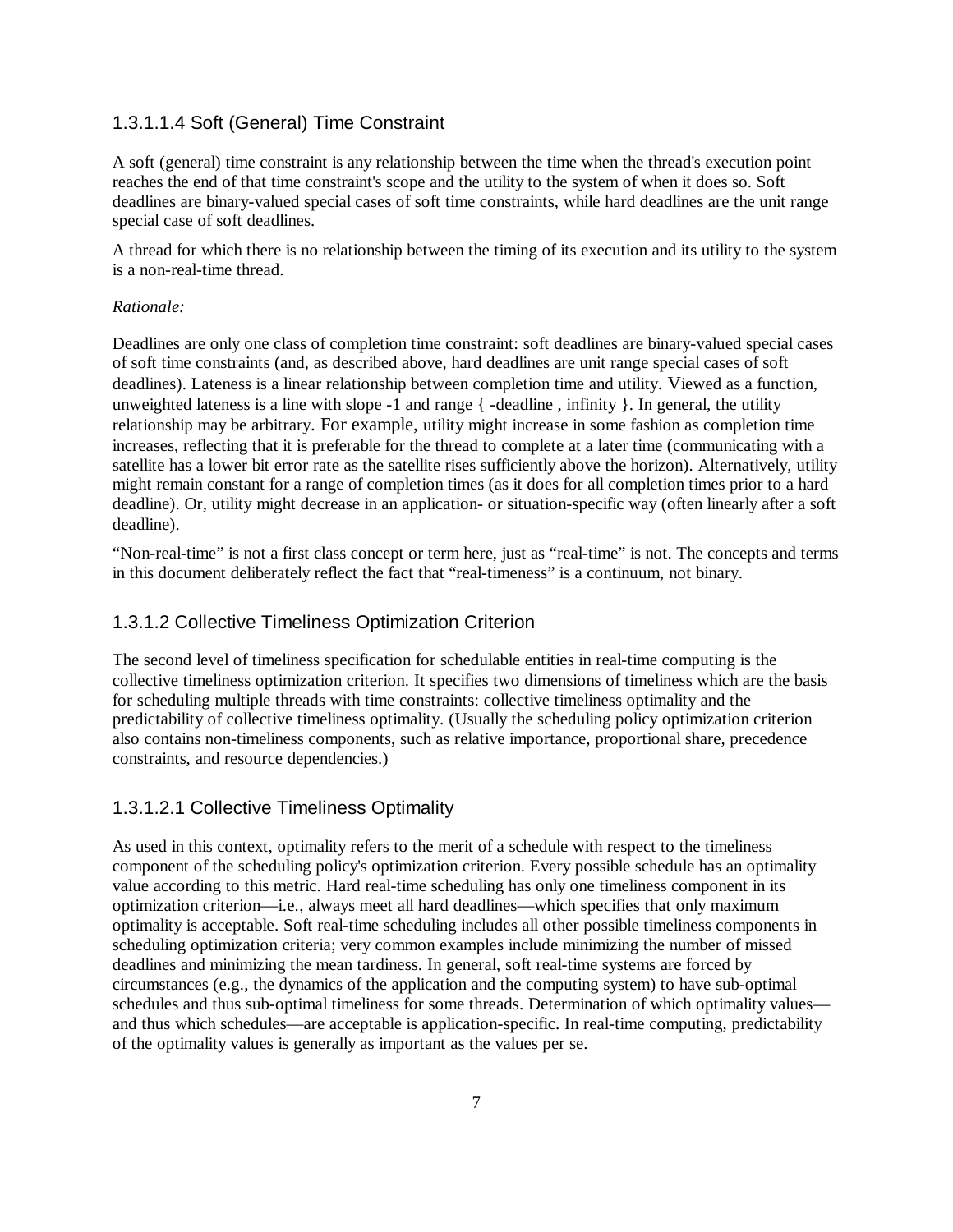#### 1.3.1.1.4 Soft (General) Time Constraint

A soft (general) time constraint is any relationship between the time when the thread's execution point reaches the end of that time constraint's scope and the utility to the system of when it does so. Soft deadlines are binary-valued special cases of soft time constraints, while hard deadlines are the unit range special case of soft deadlines.

A thread for which there is no relationship between the timing of its execution and its utility to the system is a non-real-time thread.

*Rationale:*

Deadlines are only one class of completion time constraint: soft deadlines are binary-valued special cases of soft time constraints (and, as described above, hard deadlines are unit range special cases of soft deadlines). Lateness is a linear relationship between completion time and utility. Viewed as a function, unweighted lateness is a line with slope -1 and range { -deadline , infinity }. In general, the utility relationship may be arbitrary. For example, utility might increase in some fashion as completion time increases, reflecting that it is preferable for the thread to complete at a later time (communicating with a satellite has a lower bit error rate as the satellite rises sufficiently above the horizon). Alternatively, utility might remain constant for a range of completion times (as it does for all completion times prior to a hard deadline). Or, utility might decrease in an application- or situation-specific way (often linearly after a soft deadline).

"Non-real-time" is not a first class concept or term here, just as "real-time" is not. The concepts and terms in this document deliberately reflect the fact that "real-timeness" is a continuum, not binary.

### 1.3.1.2 Collective Timeliness Optimization Criterion

The second level of timeliness specification for schedulable entities in real-time computing is the collective timeliness optimization criterion. It specifies two dimensions of timeliness which are the basis for scheduling multiple threads with time constraints: collective timeliness optimality and the predictability of collective timeliness optimality. (Usually the scheduling policy optimization criterion also contains non-timeliness components, such as relative importance, proportional share, precedence constraints, and resource dependencies.)

#### 1.3.1.2.1 Collective Timeliness Optimality

As used in this context, optimality refers to the merit of a schedule with respect to the timeliness component of the scheduling policy's optimization criterion. Every possible schedule has an optimality value according to this metric. Hard real-time scheduling has only one timeliness component in its optimization criterion—i.e., always meet all hard deadlines—which specifies that only maximum optimality is acceptable. Soft real-time scheduling includes all other possible timeliness components in scheduling optimization criteria; very common examples include minimizing the number of missed deadlines and minimizing the mean tardiness. In general, soft real-time systems are forced by circumstances (e.g., the dynamics of the application and the computing system) to have sub-optimal schedules and thus sub-optimal timeliness for some threads. Determination of which optimality values—and thus which schedules—are acceptable is application-specific. In real-time computing, predictability of the optimality values is generally as important as the values per se.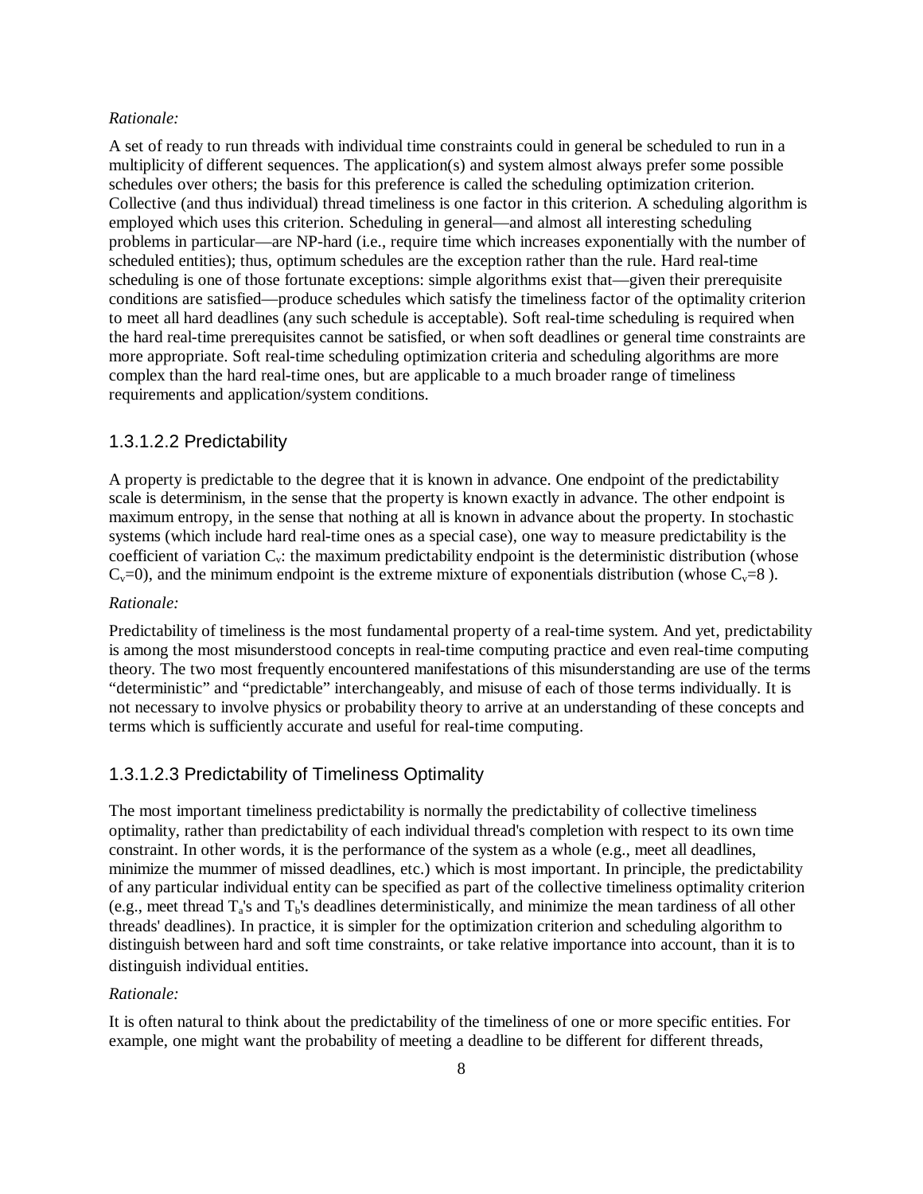*Rationale:*

A set of ready to run threads with individual time constraints could in general be scheduled to run in a multiplicity of different sequences. The application(s) and system almost always prefer some possible schedules over others; the basis for this preference is called the scheduling optimization criterion. Collective (and thus individual) thread timeliness is one factor in this criterion. A scheduling algorithm is employed which uses this criterion. Scheduling in general—and almost all interesting scheduling problems in particular—are NP-hard (i.e., require time which increases exponentially with the number of scheduled entities); thus, optimum schedules are the exception rather than the rule. Hard real-time scheduling is one of those fortunate exceptions: simple algorithms exist that—given their prerequisite conditions are satisfied—produce schedules which satisfy the timeliness factor of the optimality criterion to meet all hard deadlines (any such schedule is acceptable). Soft real-time scheduling is required when the hard real-time prerequisites cannot be satisfied, or when soft deadlines or general time constraints are more appropriate. Soft real-time scheduling optimization criteria and scheduling algorithms are more complex than the hard real-time ones, but are applicable to a much broader range of timeliness requirements and application/system conditions.

### 1.3.1.2.2 Predictability

A property is predictable to the degree that it is known in advance. One endpoint of the predictability scale is determinism, in the sense that the property is known exactly in advance. The other endpoint is maximum entropy, in the sense that nothing at all is known in advance about the property. In stochastic systems (which include hard real-time ones as a special case), one way to measure predictability is the coefficient of variation $C_v$: the maximum predictability endpoint is the deterministic distribution (whose $C_v=0$), and the minimum endpoint is the extreme mixture of exponentials distribution (whose $C_v=8$ ).

*Rationale:*

Predictability of timeliness is the most fundamental property of a real-time system. And yet, predictability is among the most misunderstood concepts in real-time computing practice and even real-time computing theory. The two most frequently encountered manifestations of this misunderstanding are use of the terms "deterministic" and "predictable" interchangeably, and misuse of each of those terms individually. It is not necessary to involve physics or probability theory to arrive at an understanding of these concepts and terms which is sufficiently accurate and useful for real-time computing.

### 1.3.1.2.3 Predictability of Timeliness Optimality

The most important timeliness predictability is normally the predictability of collective timeliness optimality, rather than predictability of each individual thread's completion with respect to its own time constraint. In other words, it is the performance of the system as a whole (e.g., meet all deadlines, minimize the mummer of missed deadlines, etc.) which is most important. In principle, the predictability of any particular individual entity can be specified as part of the collective timeliness optimality criterion (e.g., meet thread $T_a$'s and $T_b$'s deadlines deterministically, and minimize the mean tardiness of all other threads' deadlines). In practice, it is simpler for the optimization criterion and scheduling algorithm to distinguish between hard and soft time constraints, or take relative importance into account, than it is to distinguish individual entities.

*Rationale:*

It is often natural to think about the predictability of the timeliness of one or more specific entities. For example, one might want the probability of meeting a deadline to be different for different threads,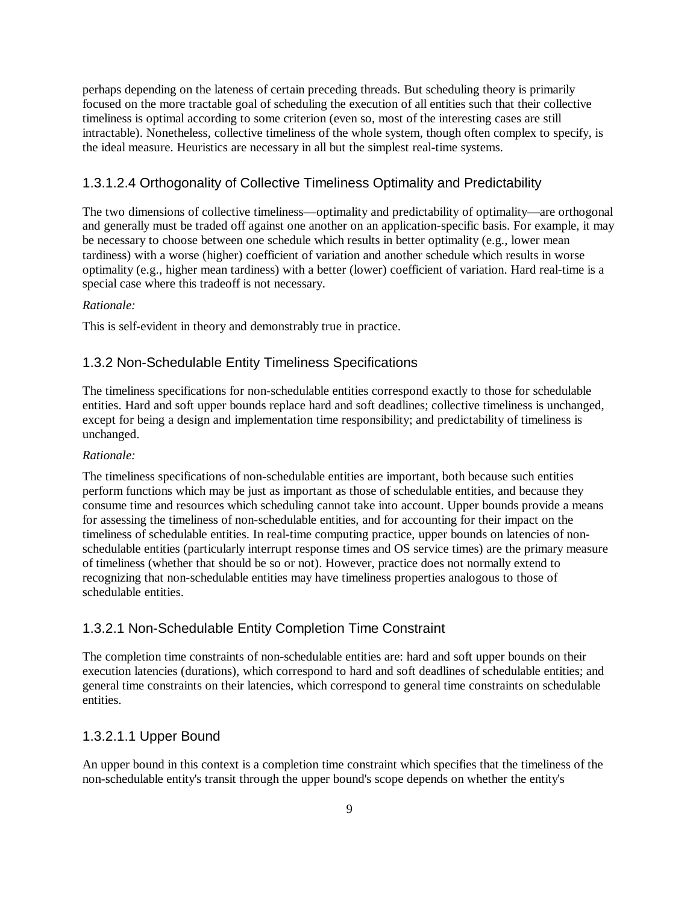perhaps depending on the lateness of certain preceding threads. But scheduling theory is primarily focused on the more tractable goal of scheduling the execution of all entities such that their collective timeliness is optimal according to some criterion (even so, most of the interesting cases are still intractable). Nonetheless, collective timeliness of the whole system, though often complex to specify, is the ideal measure. Heuristics are necessary in all but the simplest real-time systems.

#### 1.3.1.2.4 Orthogonality of Collective Timeliness Optimality and Predictability

The two dimensions of collective timeliness—optimality and predictability of optimality—are orthogonal and generally must be traded off against one another on an application-specific basis. For example, it may be necessary to choose between one schedule which results in better optimality (e.g., lower mean tardiness) with a worse (higher) coefficient of variation and another schedule which results in worse optimality (e.g., higher mean tardiness) with a better (lower) coefficient of variation. Hard real-time is a special case where this tradeoff is not necessary.

*Rationale:*

This is self-evident in theory and demonstrably true in practice.

### 1.3.2 Non-Schedulable Entity Timeliness Specifications

The timeliness specifications for non-schedulable entities correspond exactly to those for schedulable entities. Hard and soft upper bounds replace hard and soft deadlines; collective timeliness is unchanged, except for being a design and implementation time responsibility; and predictability of timeliness is unchanged.

*Rationale:*

The timeliness specifications of non-schedulable entities are important, both because such entities perform functions which may be just as important as those of schedulable entities, and because they consume time and resources which scheduling cannot take into account. Upper bounds provide a means for assessing the timeliness of non-schedulable entities, and for accounting for their impact on the timeliness of schedulable entities. In real-time computing practice, upper bounds on latencies of non-schedulable entities (particularly interrupt response times and OS service times) are the primary measure of timeliness (whether that should be so or not). However, practice does not normally extend to recognizing that non-schedulable entities may have timeliness properties analogous to those of schedulable entities.

#### 1.3.2.1 Non-Schedulable Entity Completion Time Constraint

The completion time constraints of non-schedulable entities are: hard and soft upper bounds on their execution latencies (durations), which correspond to hard and soft deadlines of schedulable entities; and general time constraints on their latencies, which correspond to general time constraints on schedulable entities.

#### 1.3.2.1.1 Upper Bound

An upper bound in this context is a completion time constraint which specifies that the timeliness of the non-schedulable entity's transit through the upper bound's scope depends on whether the entity's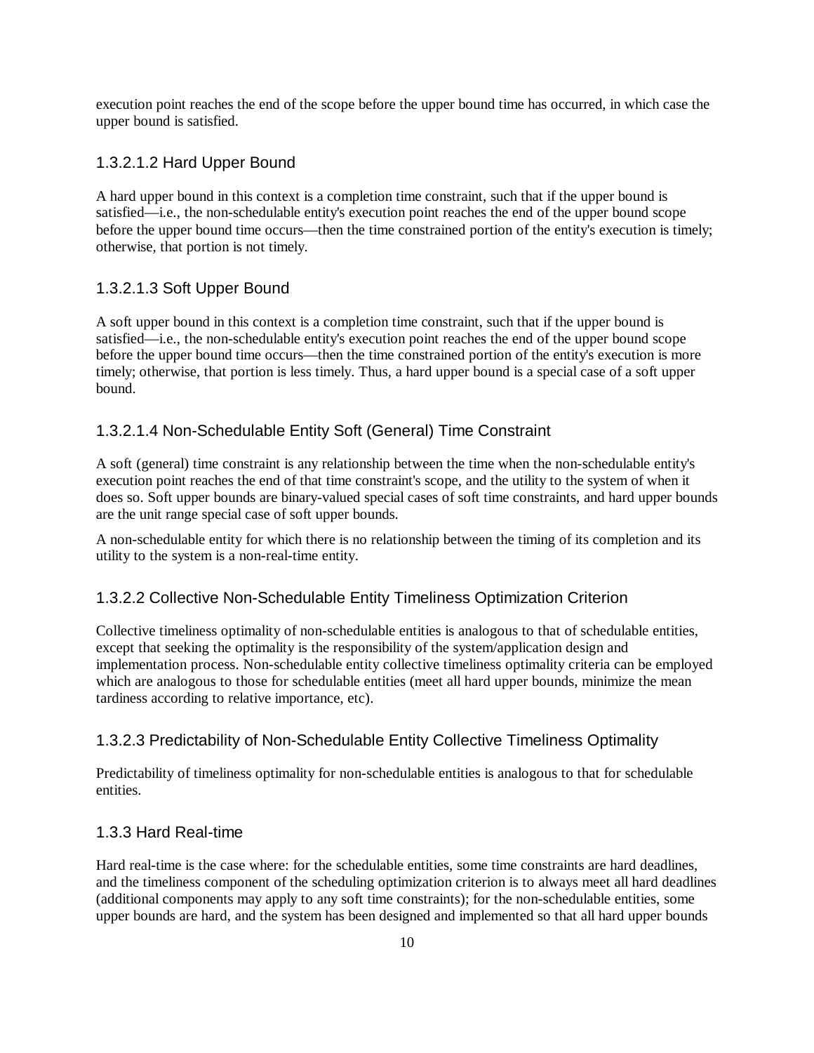execution point reaches the end of the scope before the upper bound time has occurred, in which case the upper bound is satisfied.

#### 1.3.2.1.2 Hard Upper Bound

A hard upper bound in this context is a completion time constraint, such that if the upper bound is satisfied—i.e., the non-schedulable entity's execution point reaches the end of the upper bound scope before the upper bound time occurs—then the time constrained portion of the entity's execution is timely; otherwise, that portion is not timely.

#### 1.3.2.1.3 Soft Upper Bound

A soft upper bound in this context is a completion time constraint, such that if the upper bound is satisfied—i.e., the non-schedulable entity's execution point reaches the end of the upper bound scope before the upper bound time occurs—then the time constrained portion of the entity's execution is more timely; otherwise, that portion is less timely. Thus, a hard upper bound is a special case of a soft upper bound.

#### 1.3.2.1.4 Non-Schedulable Entity Soft (General) Time Constraint

A soft (general) time constraint is any relationship between the time when the non-schedulable entity's execution point reaches the end of that time constraint's scope, and the utility to the system of when it does so. Soft upper bounds are binary-valued special cases of soft time constraints, and hard upper bounds are the unit range special case of soft upper bounds.

A non-schedulable entity for which there is no relationship between the timing of its completion and its utility to the system is a non-real-time entity.

### 1.3.2.2 Collective Non-Schedulable Entity Timeliness Optimization Criterion

Collective timeliness optimality of non-schedulable entities is analogous to that of schedulable entities, except that seeking the optimality is the responsibility of the system/application design and implementation process. Non-schedulable entity collective timeliness optimality criteria can be employed which are analogous to those for schedulable entities (meet all hard upper bounds, minimize the mean tardiness according to relative importance, etc).

### 1.3.2.3 Predictability of Non-Schedulable Entity Collective Timeliness Optimality

Predictability of timeliness optimality for non-schedulable entities is analogous to that for schedulable entities.

## 1.3.3 Hard Real-time

Hard real-time is the case where: for the schedulable entities, some time constraints are hard deadlines, and the timeliness component of the scheduling optimization criterion is to always meet all hard deadlines (additional components may apply to any soft time constraints); for the non-schedulable entities, some upper bounds are hard, and the system has been designed and implemented so that all hard upper bounds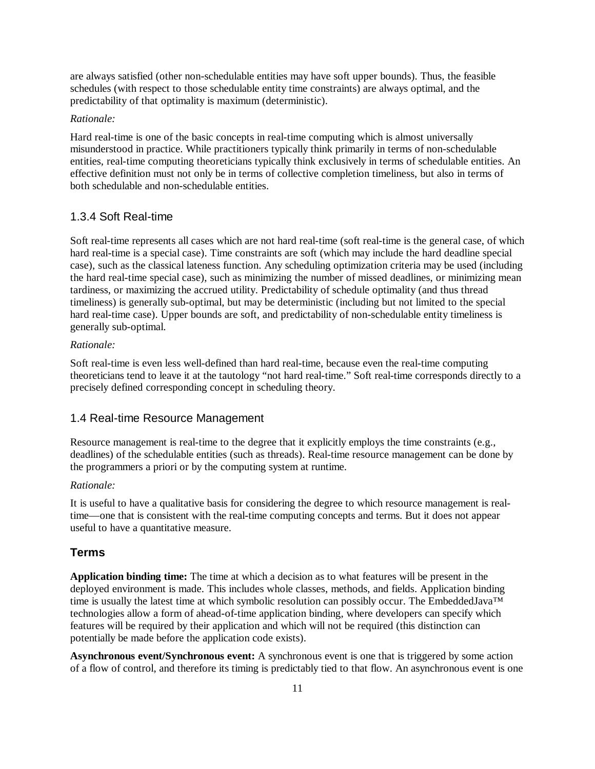are always satisfied (other non-schedulable entities may have soft upper bounds). Thus, the feasible schedules (with respect to those schedulable entity time constraints) are always optimal, and the predictability of that optimality is maximum (deterministic).

*Rationale:*

Hard real-time is one of the basic concepts in real-time computing which is almost universally misunderstood in practice. While practitioners typically think primarily in terms of non-schedulable entities, real-time computing theoreticians typically think exclusively in terms of schedulable entities. An effective definition must not only be in terms of collective completion timeliness, but also in terms of both schedulable and non-schedulable entities.

### 1.3.4 Soft Real-time

Soft real-time represents all cases which are not hard real-time (soft real-time is the general case, of which hard real-time is a special case). Time constraints are soft (which may include the hard deadline special case), such as the classical lateness function. Any scheduling optimization criteria may be used (including the hard real-time special case), such as minimizing the number of missed deadlines, or minimizing mean tardiness, or maximizing the accrued utility. Predictability of schedule optimality (and thus thread timeliness) is generally sub-optimal, but may be deterministic (including but not limited to the special hard real-time case). Upper bounds are soft, and predictability of non-schedulable entity timeliness is generally sub-optimal.

*Rationale:*

Soft real-time is even less well-defined than hard real-time, because even the real-time computing theoreticians tend to leave it at the tautology “not hard real-time.” Soft real-time corresponds directly to a precisely defined corresponding concept in scheduling theory.

### 1.4 Real-time Resource Management

Resource management is real-time to the degree that it explicitly employs the time constraints (e.g., deadlines) of the schedulable entities (such as threads). Real-time resource management can be done by the programmers a priori or by the computing system at runtime.

*Rationale:*

It is useful to have a qualitative basis for considering the degree to which resource management is real-time—one that is consistent with the real-time computing concepts and terms. But it does not appear useful to have a quantitative measure.

## Terms

**Application binding time:** The time at which a decision as to what features will be present in the deployed environment is made. This includes whole classes, methods, and fields. Application binding time is usually the latest time at which symbolic resolution can possibly occur. The EmbeddedJava™ technologies allow a form of ahead-of-time application binding, where developers can specify which features will be required by their application and which will not be required (this distinction can potentially be made before the application code exists).

**Asynchronous event/Synchronous event:** A synchronous event is one that is triggered by some action of a flow of control, and therefore its timing is predictably tied to that flow. An asynchronous event is one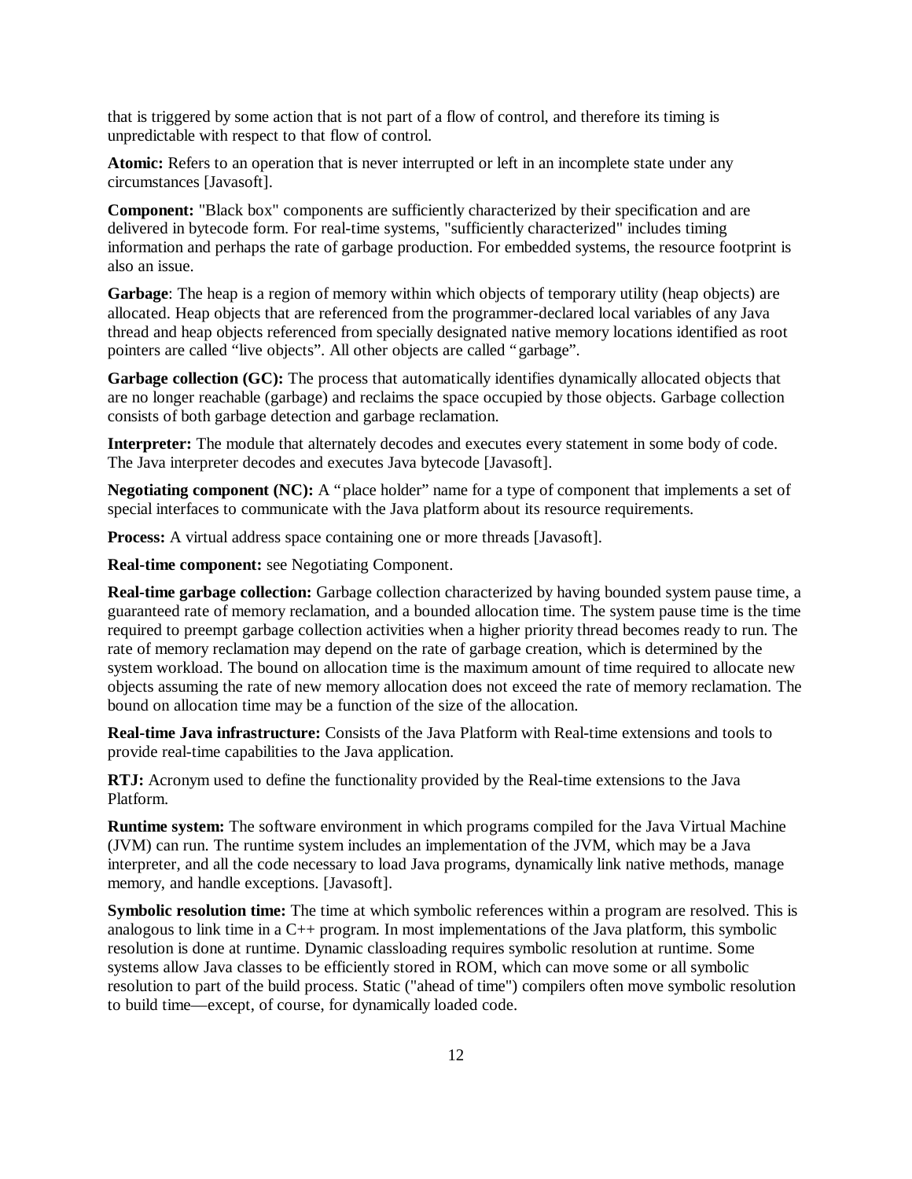that is triggered by some action that is not part of a flow of control, and therefore its timing is unpredictable with respect to that flow of control.

**Atomic:** Refers to an operation that is never interrupted or left in an incomplete state under any circumstances [Javasoft].

**Component:** "Black box" components are sufficiently characterized by their specification and are delivered in bytecode form. For real-time systems, "sufficiently characterized" includes timing information and perhaps the rate of garbage production. For embedded systems, the resource footprint is also an issue.

**Garbage**: The heap is a region of memory within which objects of temporary utility (heap objects) are allocated. Heap objects that are referenced from the programmer-declared local variables of any Java thread and heap objects referenced from specially designated native memory locations identified as root pointers are called "live objects". All other objects are called "garbage".

**Garbage collection (GC):** The process that automatically identifies dynamically allocated objects that are no longer reachable (garbage) and reclaims the space occupied by those objects. Garbage collection consists of both garbage detection and garbage reclamation.

**Interpreter:** The module that alternately decodes and executes every statement in some body of code. The Java interpreter decodes and executes Java bytecode [Javasoft].

**Negotiating component (NC):** A "place holder" name for a type of component that implements a set of special interfaces to communicate with the Java platform about its resource requirements.

**Process:** A virtual address space containing one or more threads [Javasoft].

**Real-time component:** see Negotiating Component.

**Real-time garbage collection:** Garbage collection characterized by having bounded system pause time, a guaranteed rate of memory reclamation, and a bounded allocation time. The system pause time is the time required to preempt garbage collection activities when a higher priority thread becomes ready to run. The rate of memory reclamation may depend on the rate of garbage creation, which is determined by the system workload. The bound on allocation time is the maximum amount of time required to allocate new objects assuming the rate of new memory allocation does not exceed the rate of memory reclamation. The bound on allocation time may be a function of the size of the allocation.

**Real-time Java infrastructure:** Consists of the Java Platform with Real-time extensions and tools to provide real-time capabilities to the Java application.

**RTJ:** Acronym used to define the functionality provided by the Real-time extensions to the Java Platform.

**Runtime system:** The software environment in which programs compiled for the Java Virtual Machine (JVM) can run. The runtime system includes an implementation of the JVM, which may be a Java interpreter, and all the code necessary to load Java programs, dynamically link native methods, manage memory, and handle exceptions. [Javasoft].

**Symbolic resolution time:** The time at which symbolic references within a program are resolved. This is analogous to link time in a C++ program. In most implementations of the Java platform, this symbolic resolution is done at runtime. Dynamic classloading requires symbolic resolution at runtime. Some systems allow Java classes to be efficiently stored in ROM, which can move some or all symbolic resolution to part of the build process. Static ("ahead of time") compilers often move symbolic resolution to build time—except, of course, for dynamically loaded code.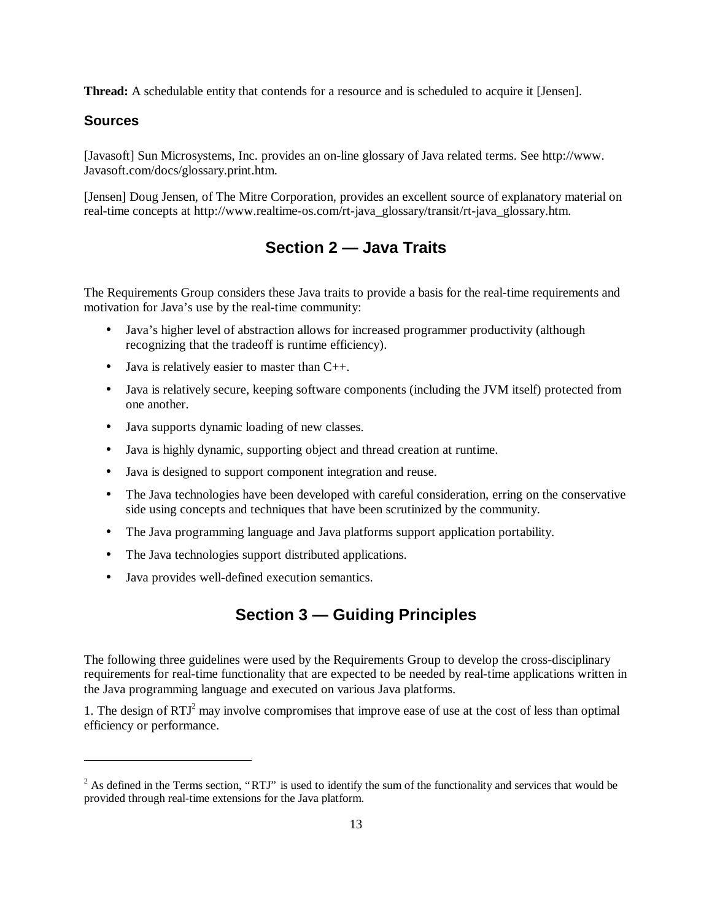**Thread:** A schedulable entity that contends for a resource and is scheduled to acquire it [Jensen].

### Sources

[Javasoft] Sun Microsystems, Inc. provides an on-line glossary of Java related terms. See http://www.Javasoft.com/docs/glossary.print.htm.

[Jensen] Doug Jensen, of The Mitre Corporation, provides an excellent source of explanatory material on real-time concepts at http://www.realtime-os.com/rt-java_glossary/transit/rt-java_glossary.htm.

## Section 2 — Java Traits

The Requirements Group considers these Java traits to provide a basis for the real-time requirements and motivation for Java's use by the real-time community:

- Java's higher level of abstraction allows for increased programmer productivity (although recognizing that the tradeoff is runtime efficiency).
- Java is relatively easier to master than C++.
- Java is relatively secure, keeping software components (including the JVM itself) protected from one another.
- Java supports dynamic loading of new classes.
- Java is highly dynamic, supporting object and thread creation at runtime.
- Java is designed to support component integration and reuse.
- The Java technologies have been developed with careful consideration, erring on the conservative side using concepts and techniques that have been scrutinized by the community.
- The Java programming language and Java platforms support application portability.
- The Java technologies support distributed applications.
- Java provides well-defined execution semantics.

## Section 3 — Guiding Principles

The following three guidelines were used by the Requirements Group to develop the cross-disciplinary requirements for real-time functionality that are expected to be needed by real-time applications written in the Java programming language and executed on various Java platforms.

1. The design of RTJ[2] may involve compromises that improve ease of use at the cost of less than optimal efficiency or performance.

[2] As defined in the Terms section, "RTJ" is used to identify the sum of the functionality and services that would be provided through real-time extensions for the Java platform.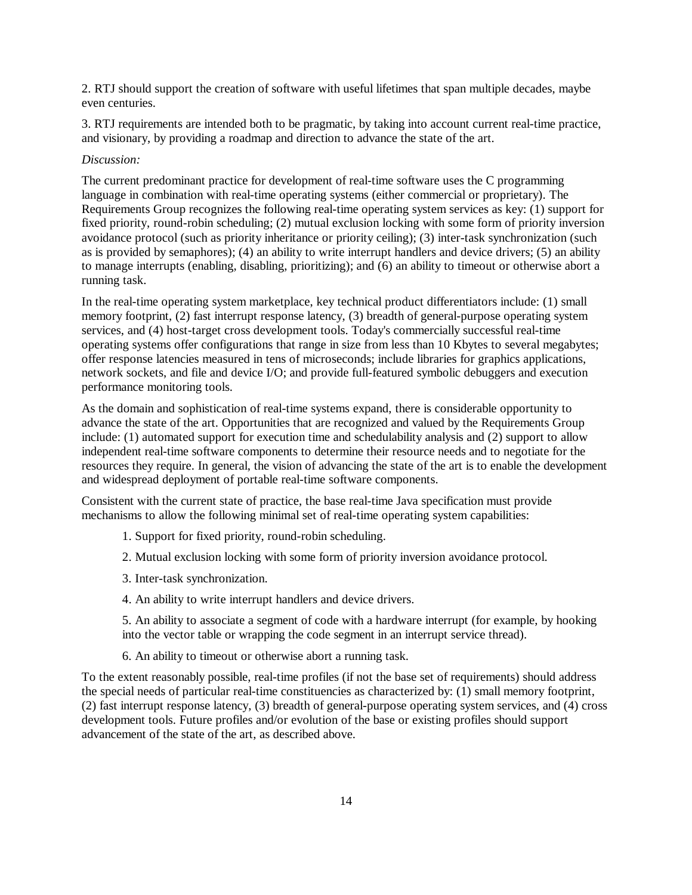2. RTJ should support the creation of software with useful lifetimes that span multiple decades, maybe even centuries.

3. RTJ requirements are intended both to be pragmatic, by taking into account current real-time practice, and visionary, by providing a roadmap and direction to advance the state of the art.

*Discussion:*

The current predominant practice for development of real-time software uses the C programming language in combination with real-time operating systems (either commercial or proprietary). The Requirements Group recognizes the following real-time operating system services as key: (1) support for fixed priority, round-robin scheduling; (2) mutual exclusion locking with some form of priority inversion avoidance protocol (such as priority inheritance or priority ceiling); (3) inter-task synchronization (such as is provided by semaphores); (4) an ability to write interrupt handlers and device drivers; (5) an ability to manage interrupts (enabling, disabling, prioritizing); and (6) an ability to timeout or otherwise abort a running task.

In the real-time operating system marketplace, key technical product differentiators include: (1) small memory footprint, (2) fast interrupt response latency, (3) breadth of general-purpose operating system services, and (4) host-target cross development tools. Today's commercially successful real-time operating systems offer configurations that range in size from less than 10 Kbytes to several megabytes; offer response latencies measured in tens of microseconds; include libraries for graphics applications, network sockets, and file and device I/O; and provide full-featured symbolic debuggers and execution performance monitoring tools.

As the domain and sophistication of real-time systems expand, there is considerable opportunity to advance the state of the art. Opportunities that are recognized and valued by the Requirements Group include: (1) automated support for execution time and schedulability analysis and (2) support to allow independent real-time software components to determine their resource needs and to negotiate for the resources they require. In general, the vision of advancing the state of the art is to enable the development and widespread deployment of portable real-time software components.

Consistent with the current state of practice, the base real-time Java specification must provide mechanisms to allow the following minimal set of real-time operating system capabilities:

1. Support for fixed priority, round-robin scheduling.
2. Mutual exclusion locking with some form of priority inversion avoidance protocol.
3. Inter-task synchronization.
4. An ability to write interrupt handlers and device drivers.
5. An ability to associate a segment of code with a hardware interrupt (for example, by hooking into the vector table or wrapping the code segment in an interrupt service thread).
6. An ability to timeout or otherwise abort a running task.

To the extent reasonably possible, real-time profiles (if not the base set of requirements) should address the special needs of particular real-time constituencies as characterized by: (1) small memory footprint, (2) fast interrupt response latency, (3) breadth of general-purpose operating system services, and (4) cross development tools. Future profiles and/or evolution of the base or existing profiles should support advancement of the state of the art, as described above.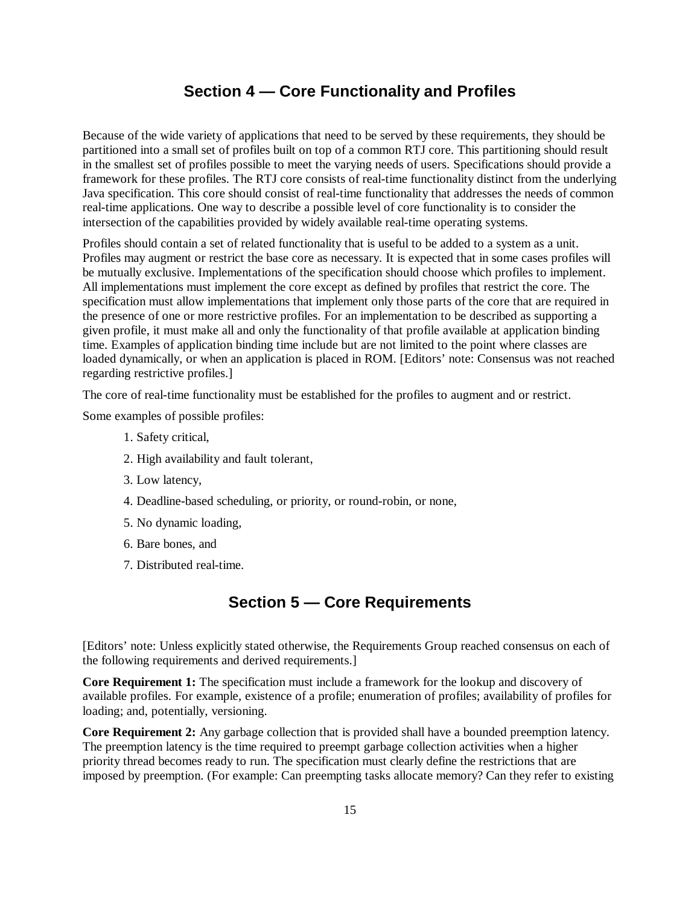## Section 4 — Core Functionality and Profiles

Because of the wide variety of applications that need to be served by these requirements, they should be partitioned into a small set of profiles built on top of a common RTJ core. This partitioning should result in the smallest set of profiles possible to meet the varying needs of users. Specifications should provide a framework for these profiles. The RTJ core consists of real-time functionality distinct from the underlying Java specification. This core should consist of real-time functionality that addresses the needs of common real-time applications. One way to describe a possible level of core functionality is to consider the intersection of the capabilities provided by widely available real-time operating systems.

Profiles should contain a set of related functionality that is useful to be added to a system as a unit. Profiles may augment or restrict the base core as necessary. It is expected that in some cases profiles will be mutually exclusive. Implementations of the specification should choose which profiles to implement. All implementations must implement the core except as defined by profiles that restrict the core. The specification must allow implementations that implement only those parts of the core that are required in the presence of one or more restrictive profiles. For an implementation to be described as supporting a given profile, it must make all and only the functionality of that profile available at application binding time. Examples of application binding time include but are not limited to the point where classes are loaded dynamically, or when an application is placed in ROM. [Editors' note: Consensus was not reached regarding restrictive profiles.]

The core of real-time functionality must be established for the profiles to augment and or restrict.

Some examples of possible profiles:

1. Safety critical,
2. High availability and fault tolerant,
3. Low latency,
4. Deadline-based scheduling, or priority, or round-robin, or none,
5. No dynamic loading,
6. Bare bones, and
7. Distributed real-time.

## Section 5 — Core Requirements

[Editors' note: Unless explicitly stated otherwise, the Requirements Group reached consensus on each of the following requirements and derived requirements.]

**Core Requirement 1:** The specification must include a framework for the lookup and discovery of available profiles. For example, existence of a profile; enumeration of profiles; availability of profiles for loading; and, potentially, versioning.

**Core Requirement 2:** Any garbage collection that is provided shall have a bounded preemption latency. The preemption latency is the time required to preempt garbage collection activities when a higher priority thread becomes ready to run. The specification must clearly define the restrictions that are imposed by preemption. (For example: Can preempting tasks allocate memory? Can they refer to existing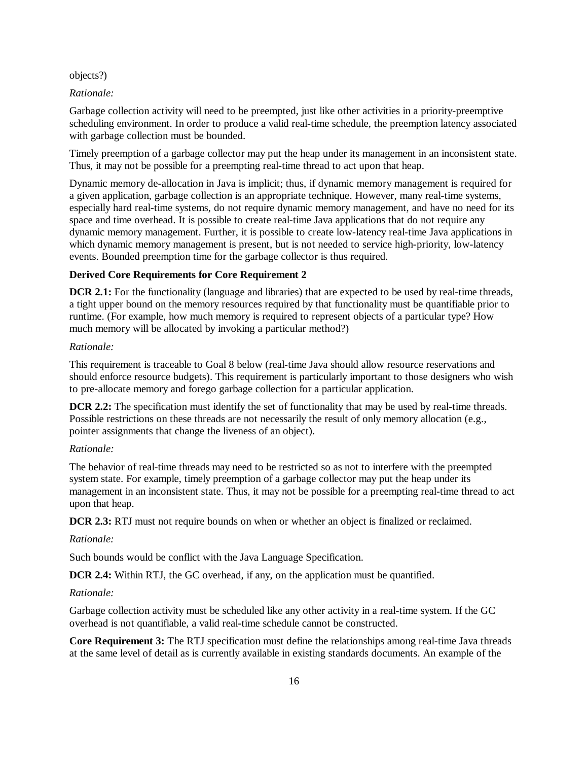objects?)

*Rationale:*

Garbage collection activity will need to be preempted, just like other activities in a priority-preemptive scheduling environment. In order to produce a valid real-time schedule, the preemption latency associated with garbage collection must be bounded.

Timely preemption of a garbage collector may put the heap under its management in an inconsistent state. Thus, it may not be possible for a preempting real-time thread to act upon that heap.

Dynamic memory de-allocation in Java is implicit; thus, if dynamic memory management is required for a given application, garbage collection is an appropriate technique. However, many real-time systems, especially hard real-time systems, do not require dynamic memory management, and have no need for its space and time overhead. It is possible to create real-time Java applications that do not require any dynamic memory management. Further, it is possible to create low-latency real-time Java applications in which dynamic memory management is present, but is not needed to service high-priority, low-latency events. Bounded preemption time for the garbage collector is thus required.

**Derived Core Requirements for Core Requirement 2**

**DCR 2.1:** For the functionality (language and libraries) that are expected to be used by real-time threads, a tight upper bound on the memory resources required by that functionality must be quantifiable prior to runtime. (For example, how much memory is required to represent objects of a particular type? How much memory will be allocated by invoking a particular method?)

*Rationale:*

This requirement is traceable to Goal 8 below (real-time Java should allow resource reservations and should enforce resource budgets). This requirement is particularly important to those designers who wish to pre-allocate memory and forego garbage collection for a particular application.

**DCR 2.2:** The specification must identify the set of functionality that may be used by real-time threads. Possible restrictions on these threads are not necessarily the result of only memory allocation (e.g., pointer assignments that change the liveness of an object).

*Rationale:*

The behavior of real-time threads may need to be restricted so as not to interfere with the preempted system state. For example, timely preemption of a garbage collector may put the heap under its management in an inconsistent state. Thus, it may not be possible for a preempting real-time thread to act upon that heap.

**DCR 2.3:** RTJ must not require bounds on when or whether an object is finalized or reclaimed.

*Rationale:*

Such bounds would be conflict with the Java Language Specification.

**DCR 2.4:** Within RTJ, the GC overhead, if any, on the application must be quantified.

*Rationale:*

Garbage collection activity must be scheduled like any other activity in a real-time system. If the GC overhead is not quantifiable, a valid real-time schedule cannot be constructed.

**Core Requirement 3:** The RTJ specification must define the relationships among real-time Java threads at the same level of detail as is currently available in existing standards documents. An example of the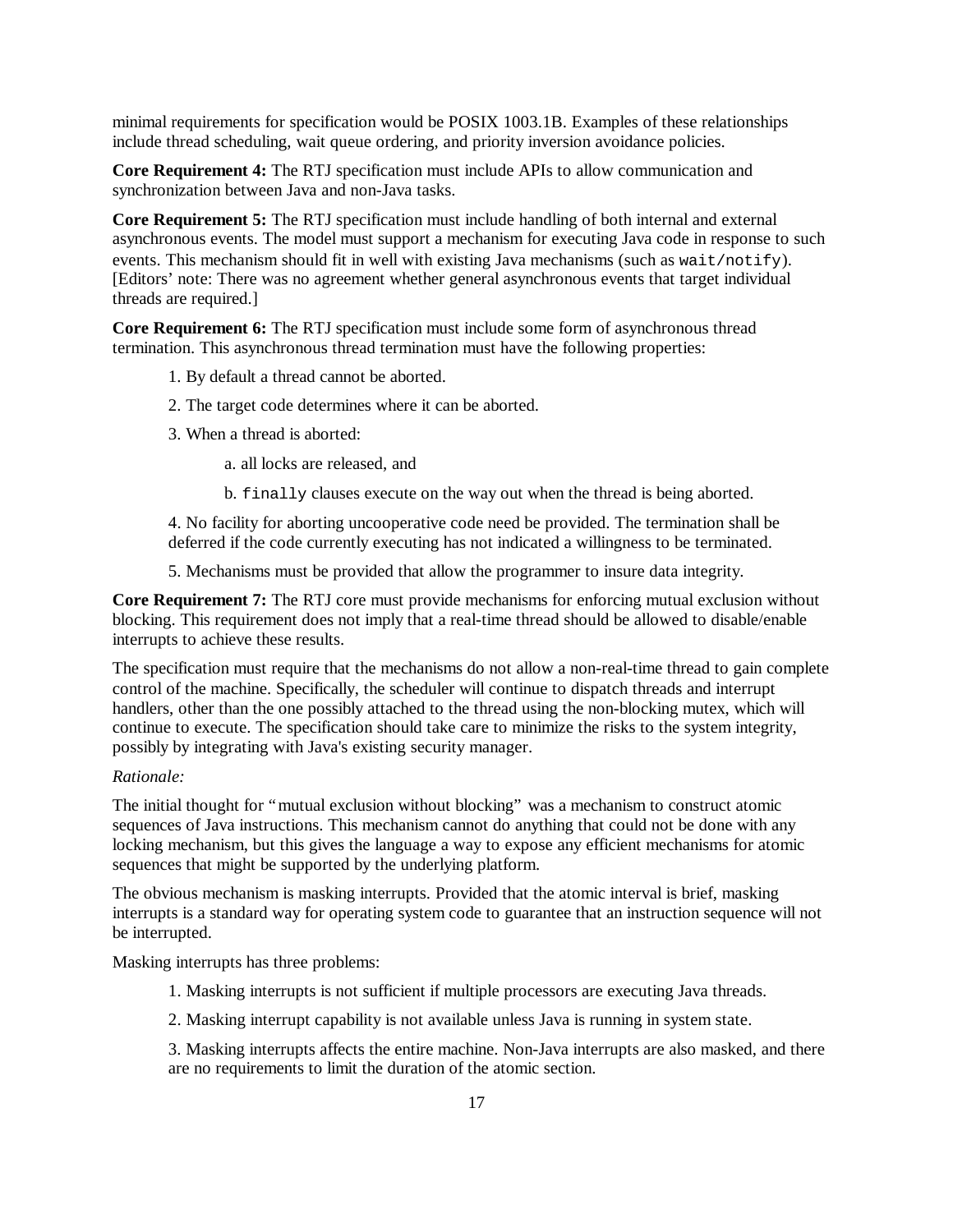minimal requirements for specification would be POSIX 1003.1B. Examples of these relationships include thread scheduling, wait queue ordering, and priority inversion avoidance policies.

**Core Requirement 4:** The RTJ specification must include APIs to allow communication and synchronization between Java and non-Java tasks.

**Core Requirement 5:** The RTJ specification must include handling of both internal and external asynchronous events. The model must support a mechanism for executing Java code in response to such events. This mechanism should fit in well with existing Java mechanisms (such as `wait/notify`). [Editors' note: There was no agreement whether general asynchronous events that target individual threads are required.]

**Core Requirement 6:** The RTJ specification must include some form of asynchronous thread termination. This asynchronous thread termination must have the following properties:

1. By default a thread cannot be aborted.

2. The target code determines where it can be aborted.

3. When a thread is aborted:

   a. all locks are released, and

   b. `finally` clauses execute on the way out when the thread is being aborted.

4. No facility for aborting uncooperative code need be provided. The termination shall be deferred if the code currently executing has not indicated a willingness to be terminated.

5. Mechanisms must be provided that allow the programmer to insure data integrity.

**Core Requirement 7:** The RTJ core must provide mechanisms for enforcing mutual exclusion without blocking. This requirement does not imply that a real-time thread should be allowed to disable/enable interrupts to achieve these results.

The specification must require that the mechanisms do not allow a non-real-time thread to gain complete control of the machine. Specifically, the scheduler will continue to dispatch threads and interrupt handlers, other than the one possibly attached to the thread using the non-blocking mutex, which will continue to execute. The specification should take care to minimize the risks to the system integrity, possibly by integrating with Java's existing security manager.

*Rationale:*

The initial thought for "mutual exclusion without blocking" was a mechanism to construct atomic sequences of Java instructions. This mechanism cannot do anything that could not be done with any locking mechanism, but this gives the language a way to expose any efficient mechanisms for atomic sequences that might be supported by the underlying platform.

The obvious mechanism is masking interrupts. Provided that the atomic interval is brief, masking interrupts is a standard way for operating system code to guarantee that an instruction sequence will not be interrupted.

Masking interrupts has three problems:

1. Masking interrupts is not sufficient if multiple processors are executing Java threads.

2. Masking interrupt capability is not available unless Java is running in system state.

3. Masking interrupts affects the entire machine. Non-Java interrupts are also masked, and there are no requirements to limit the duration of the atomic section.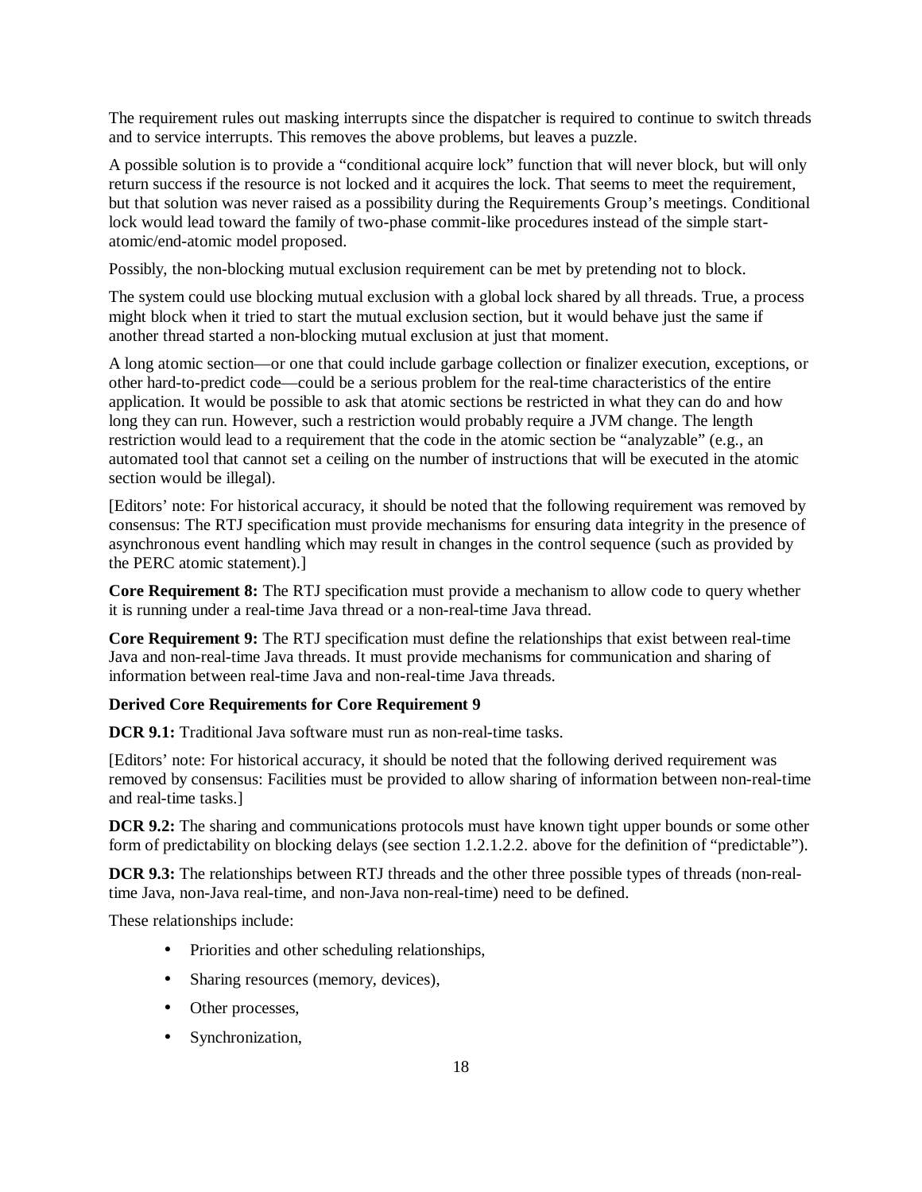The requirement rules out masking interrupts since the dispatcher is required to continue to switch threads and to service interrupts. This removes the above problems, but leaves a puzzle.

A possible solution is to provide a "conditional acquire lock" function that will never block, but will only return success if the resource is not locked and it acquires the lock. That seems to meet the requirement, but that solution was never raised as a possibility during the Requirements Group's meetings. Conditional lock would lead toward the family of two-phase commit-like procedures instead of the simple start-atomic/end-atomic model proposed.

Possibly, the non-blocking mutual exclusion requirement can be met by pretending not to block.

The system could use blocking mutual exclusion with a global lock shared by all threads. True, a process might block when it tried to start the mutual exclusion section, but it would behave just the same if another thread started a non-blocking mutual exclusion at just that moment.

A long atomic section—or one that could include garbage collection or finalizer execution, exceptions, or other hard-to-predict code—could be a serious problem for the real-time characteristics of the entire application. It would be possible to ask that atomic sections be restricted in what they can do and how long they can run. However, such a restriction would probably require a JVM change. The length restriction would lead to a requirement that the code in the atomic section be "analyzable" (e.g., an automated tool that cannot set a ceiling on the number of instructions that will be executed in the atomic section would be illegal).

[Editors' note: For historical accuracy, it should be noted that the following requirement was removed by consensus: The RTJ specification must provide mechanisms for ensuring data integrity in the presence of asynchronous event handling which may result in changes in the control sequence (such as provided by the PERC atomic statement).]

**Core Requirement 8:** The RTJ specification must provide a mechanism to allow code to query whether it is running under a real-time Java thread or a non-real-time Java thread.

**Core Requirement 9:** The RTJ specification must define the relationships that exist between real-time Java and non-real-time Java threads. It must provide mechanisms for communication and sharing of information between real-time Java and non-real-time Java threads.

**Derived Core Requirements for Core Requirement 9**

**DCR 9.1:** Traditional Java software must run as non-real-time tasks.

[Editors' note: For historical accuracy, it should be noted that the following derived requirement was removed by consensus: Facilities must be provided to allow sharing of information between non-real-time and real-time tasks.]

**DCR 9.2:** The sharing and communications protocols must have known tight upper bounds or some other form of predictability on blocking delays (see section 1.2.1.2.2. above for the definition of "predictable").

**DCR 9.3:** The relationships between RTJ threads and the other three possible types of threads (non-real-time Java, non-Java real-time, and non-Java non-real-time) need to be defined.

These relationships include:

- Priorities and other scheduling relationships,
- Sharing resources (memory, devices),
- Other processes,
- Synchronization,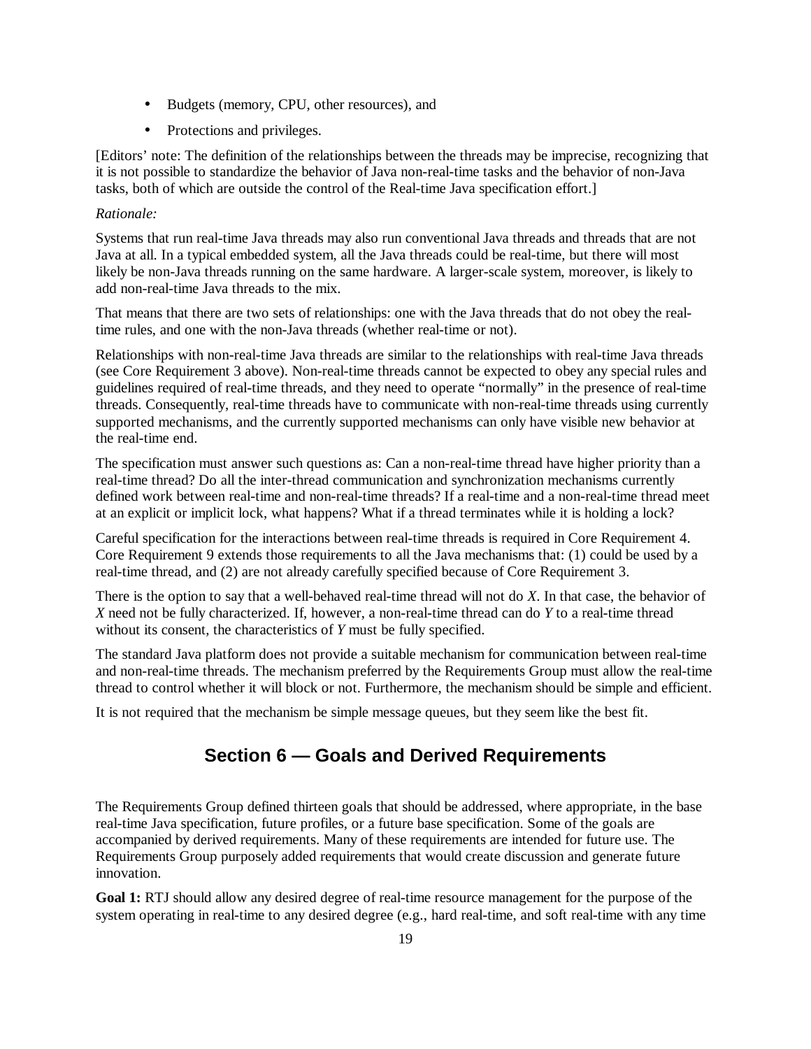- Budgets (memory, CPU, other resources), and
- Protections and privileges.

[Editors' note: The definition of the relationships between the threads may be imprecise, recognizing that it is not possible to standardize the behavior of Java non-real-time tasks and the behavior of non-Java tasks, both of which are outside the control of the Real-time Java specification effort.]

*Rationale:*

Systems that run real-time Java threads may also run conventional Java threads and threads that are not Java at all. In a typical embedded system, all the Java threads could be real-time, but there will most likely be non-Java threads running on the same hardware. A larger-scale system, moreover, is likely to add non-real-time Java threads to the mix.

That means that there are two sets of relationships: one with the Java threads that do not obey the real-time rules, and one with the non-Java threads (whether real-time or not).

Relationships with non-real-time Java threads are similar to the relationships with real-time Java threads (see Core Requirement 3 above). Non-real-time threads cannot be expected to obey any special rules and guidelines required of real-time threads, and they need to operate "normally" in the presence of real-time threads. Consequently, real-time threads have to communicate with non-real-time threads using currently supported mechanisms, and the currently supported mechanisms can only have visible new behavior at the real-time end.

The specification must answer such questions as: Can a non-real-time thread have higher priority than a real-time thread? Do all the inter-thread communication and synchronization mechanisms currently defined work between real-time and non-real-time threads? If a real-time and a non-real-time thread meet at an explicit or implicit lock, what happens? What if a thread terminates while it is holding a lock?

Careful specification for the interactions between real-time threads is required in Core Requirement 4. Core Requirement 9 extends those requirements to all the Java mechanisms that: (1) could be used by a real-time thread, and (2) are not already carefully specified because of Core Requirement 3.

There is the option to say that a well-behaved real-time thread will not do *X*. In that case, the behavior of *X* need not be fully characterized. If, however, a non-real-time thread can do *Y* to a real-time thread without its consent, the characteristics of *Y* must be fully specified.

The standard Java platform does not provide a suitable mechanism for communication between real-time and non-real-time threads. The mechanism preferred by the Requirements Group must allow the real-time thread to control whether it will block or not. Furthermore, the mechanism should be simple and efficient.

It is not required that the mechanism be simple message queues, but they seem like the best fit.

## Section 6 — Goals and Derived Requirements

The Requirements Group defined thirteen goals that should be addressed, where appropriate, in the base real-time Java specification, future profiles, or a future base specification. Some of the goals are accompanied by derived requirements. Many of these requirements are intended for future use. The Requirements Group purposely added requirements that would create discussion and generate future innovation.

**Goal 1:** RTJ should allow any desired degree of real-time resource management for the purpose of the system operating in real-time to any desired degree (e.g., hard real-time, and soft real-time with any time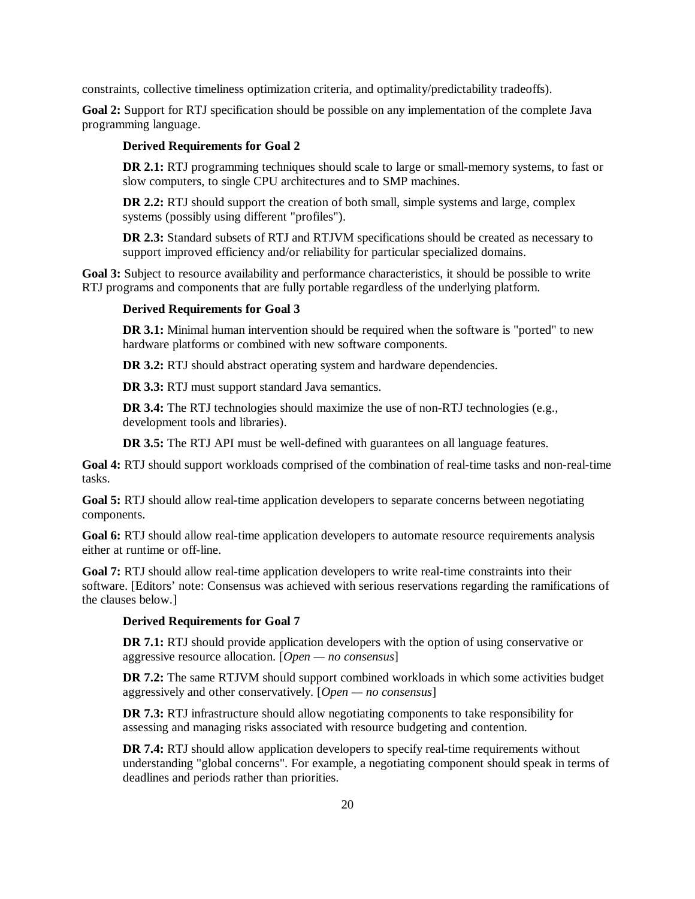constraints, collective timeliness optimization criteria, and optimality/predictability tradeoffs).

**Goal 2:** Support for RTJ specification should be possible on any implementation of the complete Java programming language.

**Derived Requirements for Goal 2**

**DR 2.1:** RTJ programming techniques should scale to large or small-memory systems, to fast or slow computers, to single CPU architectures and to SMP machines.

**DR 2.2:** RTJ should support the creation of both small, simple systems and large, complex systems (possibly using different "profiles").

**DR 2.3:** Standard subsets of RTJ and RTJVM specifications should be created as necessary to support improved efficiency and/or reliability for particular specialized domains.

**Goal 3:** Subject to resource availability and performance characteristics, it should be possible to write RTJ programs and components that are fully portable regardless of the underlying platform.

**Derived Requirements for Goal 3**

**DR 3.1:** Minimal human intervention should be required when the software is "ported" to new hardware platforms or combined with new software components.

**DR 3.2:** RTJ should abstract operating system and hardware dependencies.

**DR 3.3:** RTJ must support standard Java semantics.

**DR 3.4:** The RTJ technologies should maximize the use of non-RTJ technologies (e.g., development tools and libraries).

**DR 3.5:** The RTJ API must be well-defined with guarantees on all language features.

**Goal 4:** RTJ should support workloads comprised of the combination of real-time tasks and non-real-time tasks.

**Goal 5:** RTJ should allow real-time application developers to separate concerns between negotiating components.

**Goal 6:** RTJ should allow real-time application developers to automate resource requirements analysis either at runtime or off-line.

**Goal 7:** RTJ should allow real-time application developers to write real-time constraints into their software. [Editors' note: Consensus was achieved with serious reservations regarding the ramifications of the clauses below.]

**Derived Requirements for Goal 7**

**DR 7.1:** RTJ should provide application developers with the option of using conservative or aggressive resource allocation. [*Open — no consensus*]

**DR 7.2:** The same RTJVM should support combined workloads in which some activities budget aggressively and other conservatively. [*Open — no consensus*]

**DR 7.3:** RTJ infrastructure should allow negotiating components to take responsibility for assessing and managing risks associated with resource budgeting and contention.

**DR 7.4:** RTJ should allow application developers to specify real-time requirements without understanding "global concerns". For example, a negotiating component should speak in terms of deadlines and periods rather than priorities.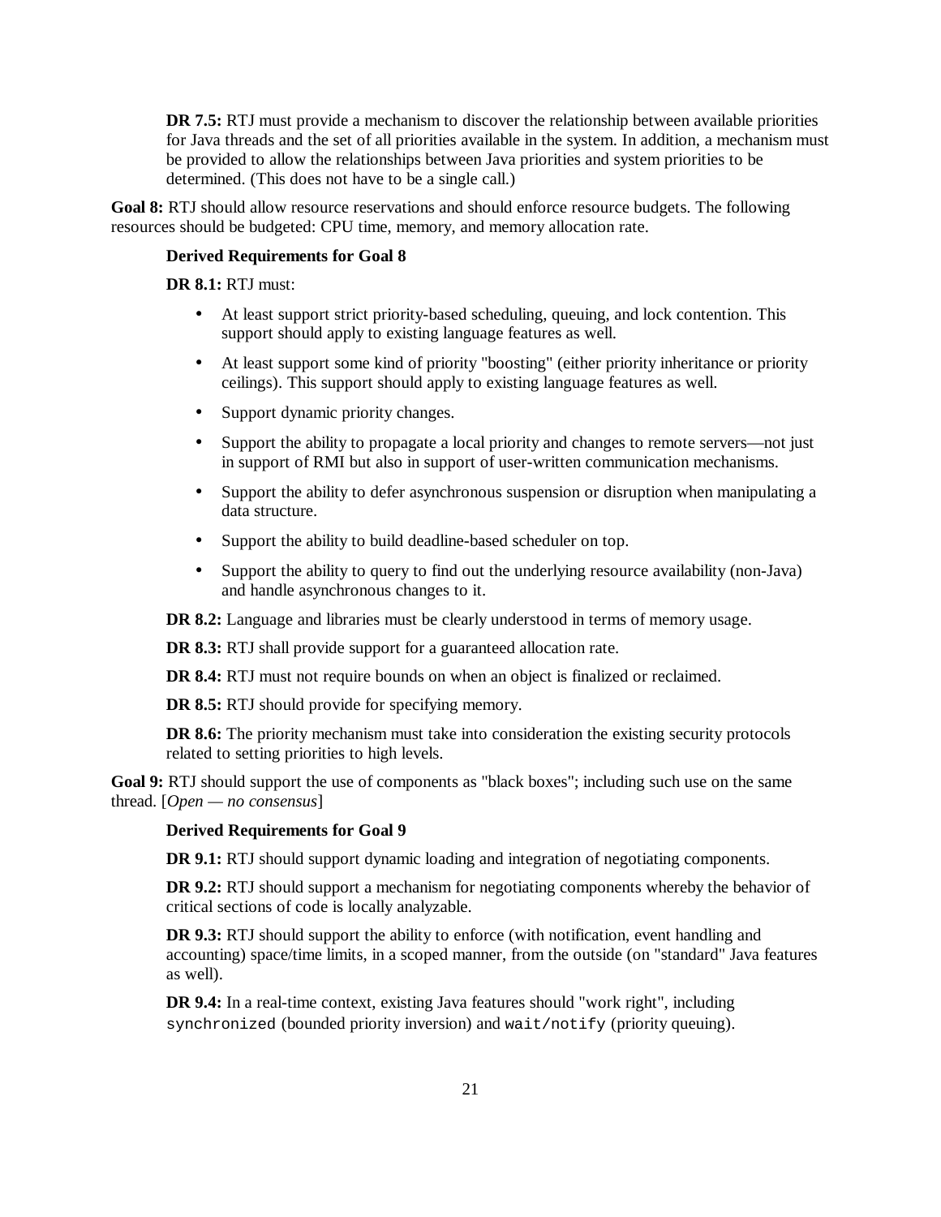**DR 7.5:** RTJ must provide a mechanism to discover the relationship between available priorities for Java threads and the set of all priorities available in the system. In addition, a mechanism must be provided to allow the relationships between Java priorities and system priorities to be determined. (This does not have to be a single call.)

**Goal 8:** RTJ should allow resource reservations and should enforce resource budgets. The following resources should be budgeted: CPU time, memory, and memory allocation rate.

**Derived Requirements for Goal 8**

**DR 8.1:** RTJ must:

- At least support strict priority-based scheduling, queuing, and lock contention. This support should apply to existing language features as well.
- At least support some kind of priority "boosting" (either priority inheritance or priority ceilings). This support should apply to existing language features as well.
- Support dynamic priority changes.
- Support the ability to propagate a local priority and changes to remote servers—not just in support of RMI but also in support of user-written communication mechanisms.
- Support the ability to defer asynchronous suspension or disruption when manipulating a data structure.
- Support the ability to build deadline-based scheduler on top.
- Support the ability to query to find out the underlying resource availability (non-Java) and handle asynchronous changes to it.

**DR 8.2:** Language and libraries must be clearly understood in terms of memory usage.

**DR 8.3:** RTJ shall provide support for a guaranteed allocation rate.

**DR 8.4:** RTJ must not require bounds on when an object is finalized or reclaimed.

**DR 8.5:** RTJ should provide for specifying memory.

**DR 8.6:** The priority mechanism must take into consideration the existing security protocols related to setting priorities to high levels.

**Goal 9:** RTJ should support the use of components as "black boxes"; including such use on the same thread. [*Open — no consensus*]

**Derived Requirements for Goal 9**

**DR 9.1:** RTJ should support dynamic loading and integration of negotiating components.

**DR 9.2:** RTJ should support a mechanism for negotiating components whereby the behavior of critical sections of code is locally analyzable.

**DR 9.3:** RTJ should support the ability to enforce (with notification, event handling and accounting) space/time limits, in a scoped manner, from the outside (on "standard" Java features as well).

**DR 9.4:** In a real-time context, existing Java features should "work right", including `synchronized` (bounded priority inversion) and `wait/notify` (priority queuing).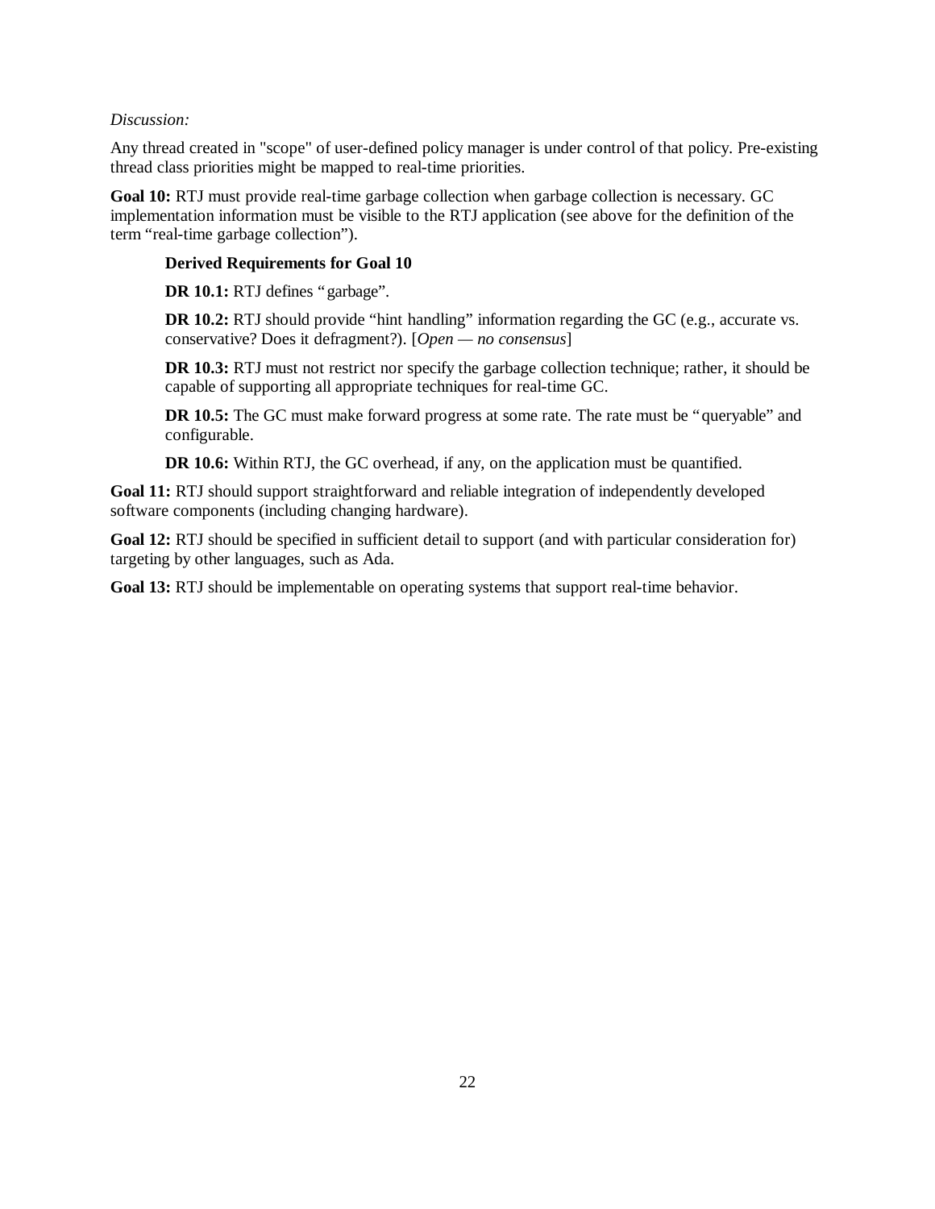*Discussion:*

Any thread created in "scope" of user-defined policy manager is under control of that policy. Pre-existing thread class priorities might be mapped to real-time priorities.

**Goal 10:** RTJ must provide real-time garbage collection when garbage collection is necessary. GC implementation information must be visible to the RTJ application (see above for the definition of the term “real-time garbage collection”).

**Derived Requirements for Goal 10**

**DR 10.1:** RTJ defines “garbage”.

**DR 10.2:** RTJ should provide “hint handling” information regarding the GC (e.g., accurate vs. conservative? Does it defragment?). [*Open — no consensus*]

**DR 10.3:** RTJ must not restrict nor specify the garbage collection technique; rather, it should be capable of supporting all appropriate techniques for real-time GC.

**DR 10.5:** The GC must make forward progress at some rate. The rate must be “queryable” and configurable.

**DR 10.6:** Within RTJ, the GC overhead, if any, on the application must be quantified.

**Goal 11:** RTJ should support straightforward and reliable integration of independently developed software components (including changing hardware).

**Goal 12:** RTJ should be specified in sufficient detail to support (and with particular consideration for) targeting by other languages, such as Ada.

**Goal 13:** RTJ should be implementable on operating systems that support real-time behavior.